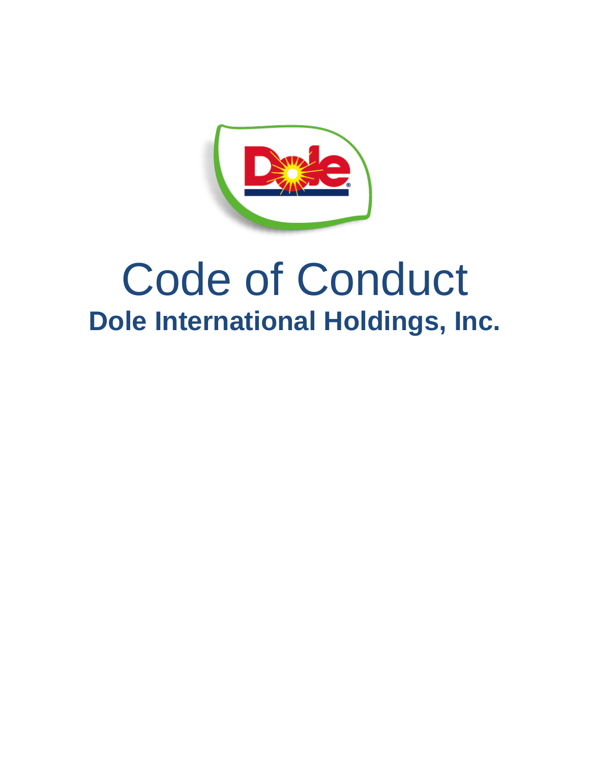# Code of Conduct

## Dole International Holdings, Inc.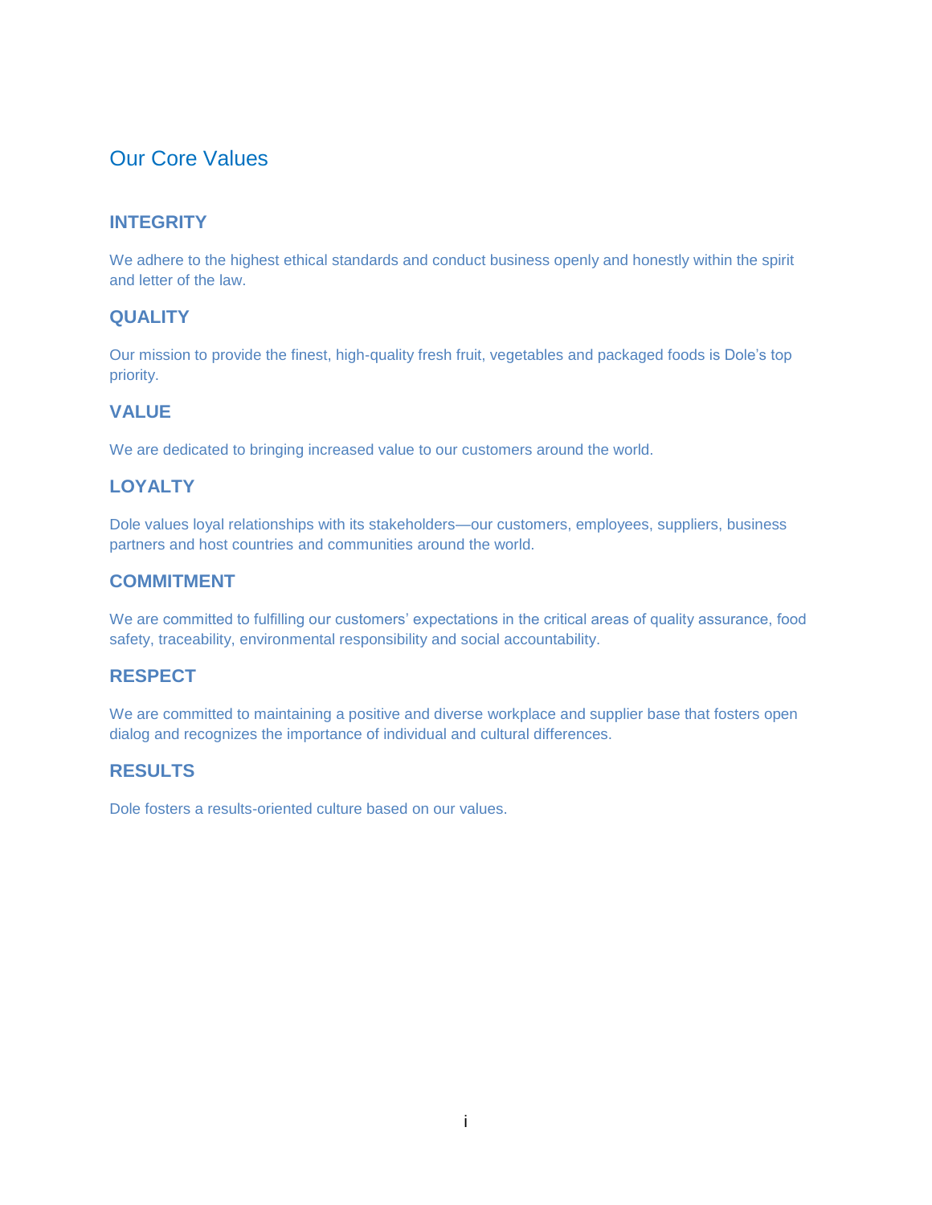# Our Core Values

## INTEGRITY

We adhere to the highest ethical standards and conduct business openly and honestly within the spirit and letter of the law.

## QUALITY

Our mission to provide the finest, high-quality fresh fruit, vegetables and packaged foods is Dole's top priority.

## VALUE

We are dedicated to bringing increased value to our customers around the world.

## LOYALTY

Dole values loyal relationships with its stakeholders—our customers, employees, suppliers, business partners and host countries and communities around the world.

## COMMITMENT

We are committed to fulfilling our customers' expectations in the critical areas of quality assurance, food safety, traceability, environmental responsibility and social accountability.

## RESPECT

We are committed to maintaining a positive and diverse workplace and supplier base that fosters open dialog and recognizes the importance of individual and cultural differences.

## RESULTS

Dole fosters a results-oriented culture based on our values.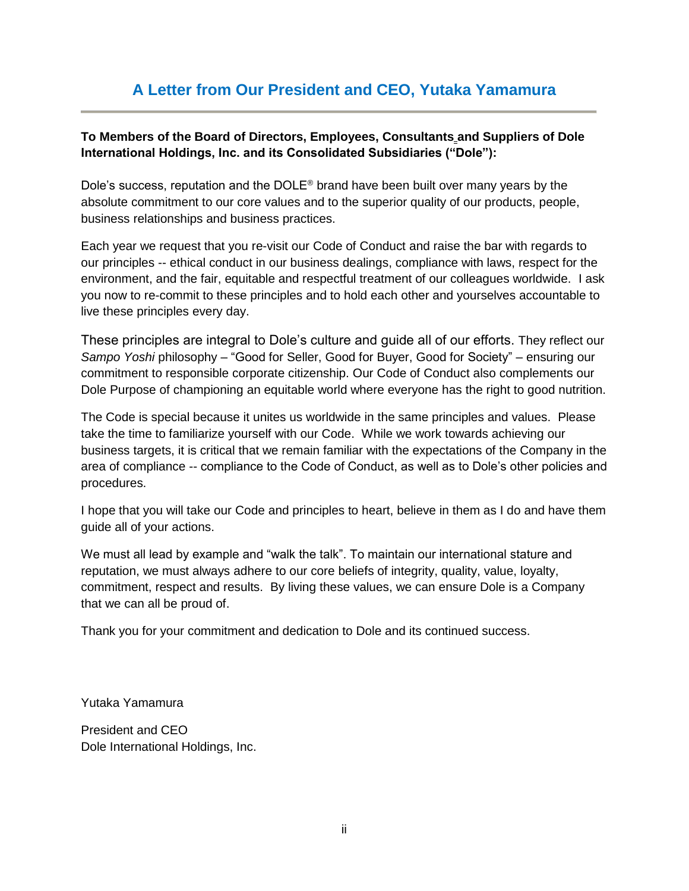# A Letter from Our President and CEO, Yutaka Yamamura

**To Members of the Board of Directors, Employees, Consultants and Suppliers of Dole International Holdings, Inc. and its Consolidated Subsidiaries ("Dole"):**

Dole's success, reputation and the DOLE® brand have been built over many years by the absolute commitment to our core values and to the superior quality of our products, people, business relationships and business practices.

Each year we request that you re-visit our Code of Conduct and raise the bar with regards to our principles -- ethical conduct in our business dealings, compliance with laws, respect for the environment, and the fair, equitable and respectful treatment of our colleagues worldwide. I ask you now to re-commit to these principles and to hold each other and yourselves accountable to live these principles every day.

These principles are integral to Dole's culture and guide all of our efforts. They reflect our *Sampo Yoshi* philosophy – "Good for Seller, Good for Buyer, Good for Society" – ensuring our commitment to responsible corporate citizenship. Our Code of Conduct also complements our Dole Purpose of championing an equitable world where everyone has the right to good nutrition.

The Code is special because it unites us worldwide in the same principles and values. Please take the time to familiarize yourself with our Code. While we work towards achieving our business targets, it is critical that we remain familiar with the expectations of the Company in the area of compliance -- compliance to the Code of Conduct, as well as to Dole's other policies and procedures.

I hope that you will take our Code and principles to heart, believe in them as I do and have them guide all of your actions.

We must all lead by example and "walk the talk". To maintain our international stature and reputation, we must always adhere to our core beliefs of integrity, quality, value, loyalty, commitment, respect and results. By living these values, we can ensure Dole is a Company that we can all be proud of.

Thank you for your commitment and dedication to Dole and its continued success.

Yutaka Yamamura

President and CEO
Dole International Holdings, Inc.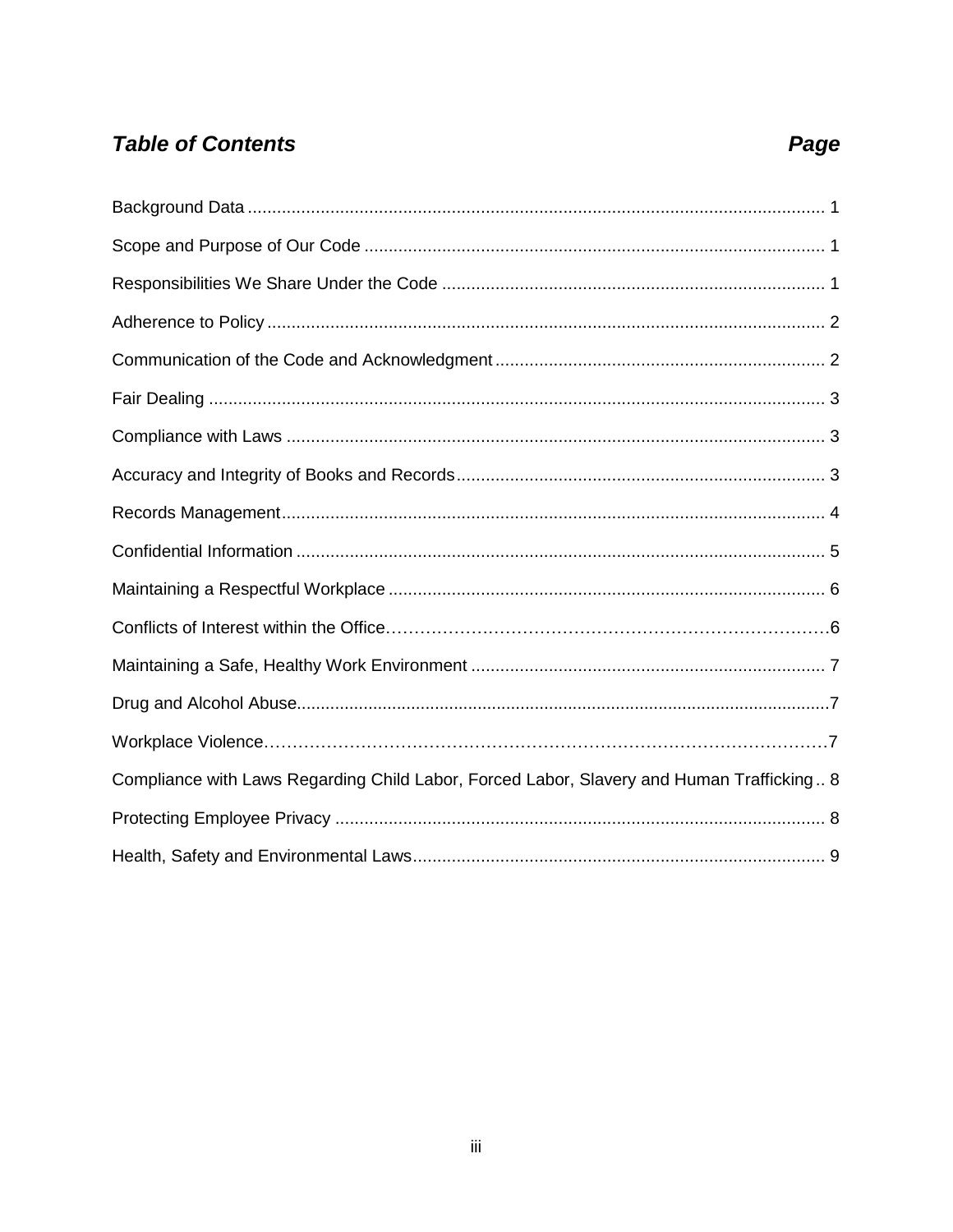## *Table of Contents* | *Page*

| Section | Page |
| --- | --- |
| Background Data | 1 |
| Scope and Purpose of Our Code | 1 |
| Responsibilities We Share Under the Code | 1 |
| Adherence to Policy | 2 |
| Communication of the Code and Acknowledgment | 2 |
| Fair Dealing | 3 |
| Compliance with Laws | 3 |
| Accuracy and Integrity of Books and Records | 3 |
| Records Management | 4 |
| Confidential Information | 5 |
| Maintaining a Respectful Workplace | 6 |
| Conflicts of Interest within the Office | 6 |
| Maintaining a Safe, Healthy Work Environment | 7 |
| Drug and Alcohol Abuse | 7 |
| Workplace Violence | 7 |
| Compliance with Laws Regarding Child Labor, Forced Labor, Slavery and Human Trafficking | 8 |
| Protecting Employee Privacy | 8 |
| Health, Safety and Environmental Laws | 9 |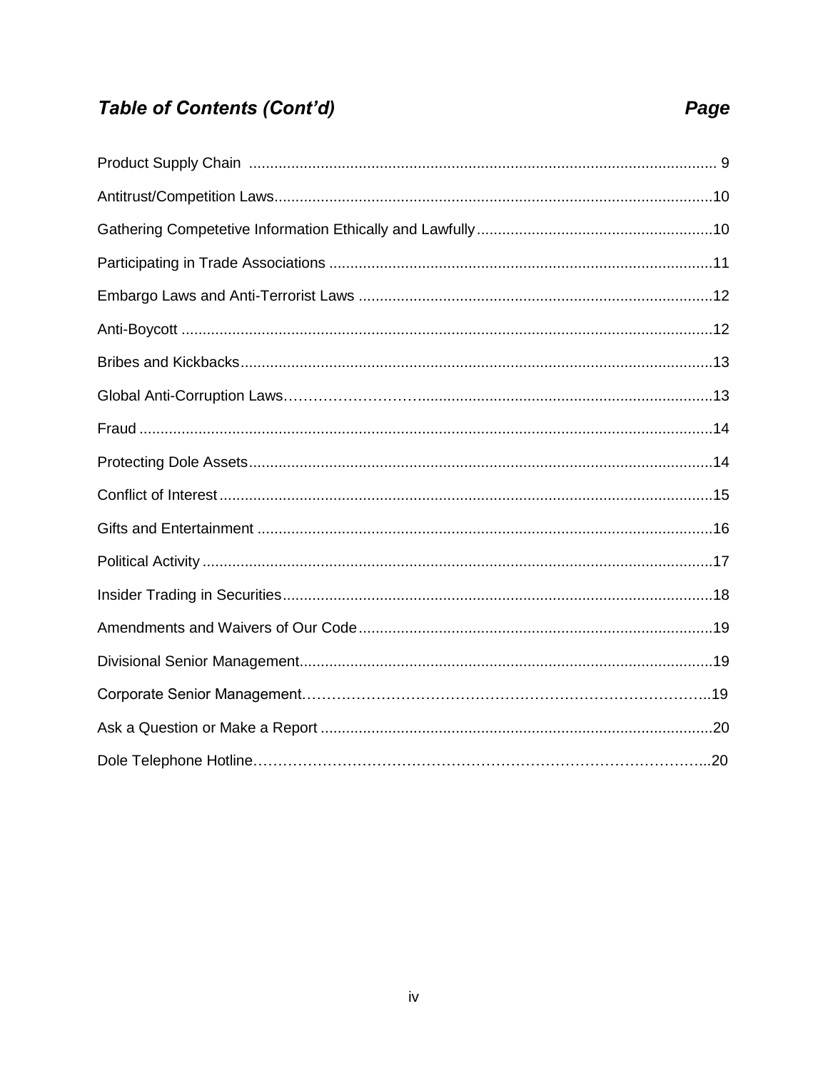## *Table of Contents (Cont'd)*

| | Page |
|---|---|
| Product Supply Chain | 9 |
| Antitrust/Competition Laws | 10 |
| Gathering Competetive Information Ethically and Lawfully | 10 |
| Participating in Trade Associations | 11 |
| Embargo Laws and Anti-Terrorist Laws | 12 |
| Anti-Boycott | 12 |
| Bribes and Kickbacks | 13 |
| Global Anti-Corruption Laws | 13 |
| Fraud | 14 |
| Protecting Dole Assets | 14 |
| Conflict of Interest | 15 |
| Gifts and Entertainment | 16 |
| Political Activity | 17 |
| Insider Trading in Securities | 18 |
| Amendments and Waivers of Our Code | 19 |
| Divisional Senior Management | 19 |
| Corporate Senior Management | 19 |
| Ask a Question or Make a Report | 20 |
| Dole Telephone Hotline | 20 |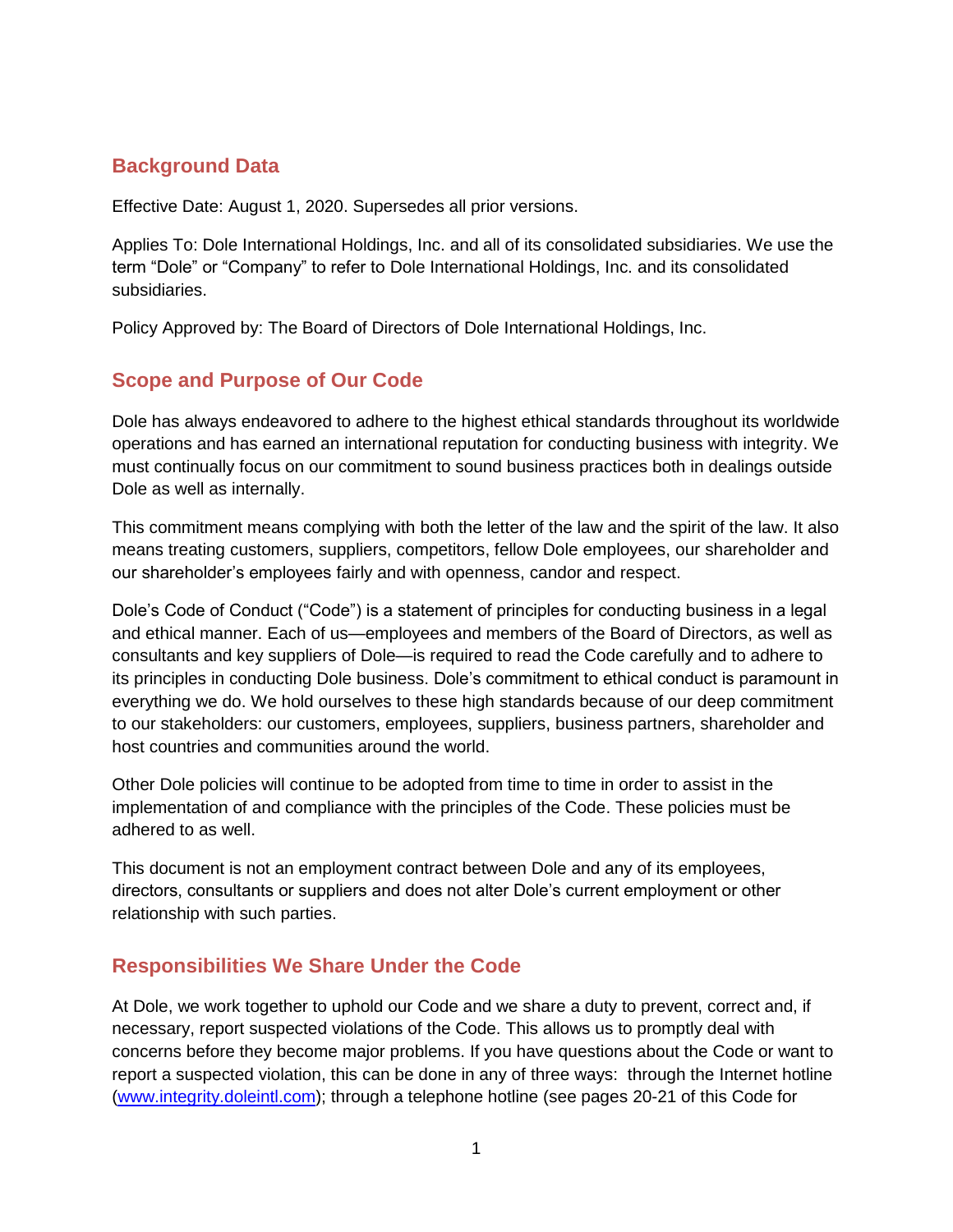## Background Data

Effective Date: August 1, 2020. Supersedes all prior versions.

Applies To: Dole International Holdings, Inc. and all of its consolidated subsidiaries. We use the term "Dole" or "Company" to refer to Dole International Holdings, Inc. and its consolidated subsidiaries.

Policy Approved by: The Board of Directors of Dole International Holdings, Inc.

## Scope and Purpose of Our Code

Dole has always endeavored to adhere to the highest ethical standards throughout its worldwide operations and has earned an international reputation for conducting business with integrity. We must continually focus on our commitment to sound business practices both in dealings outside Dole as well as internally.

This commitment means complying with both the letter of the law and the spirit of the law. It also means treating customers, suppliers, competitors, fellow Dole employees, our shareholder and our shareholder's employees fairly and with openness, candor and respect.

Dole's Code of Conduct ("Code") is a statement of principles for conducting business in a legal and ethical manner. Each of us—employees and members of the Board of Directors, as well as consultants and key suppliers of Dole—is required to read the Code carefully and to adhere to its principles in conducting Dole business. Dole's commitment to ethical conduct is paramount in everything we do. We hold ourselves to these high standards because of our deep commitment to our stakeholders: our customers, employees, suppliers, business partners, shareholder and host countries and communities around the world.

Other Dole policies will continue to be adopted from time to time in order to assist in the implementation of and compliance with the principles of the Code. These policies must be adhered to as well.

This document is not an employment contract between Dole and any of its employees, directors, consultants or suppliers and does not alter Dole's current employment or other relationship with such parties.

## Responsibilities We Share Under the Code

At Dole, we work together to uphold our Code and we share a duty to prevent, correct and, if necessary, report suspected violations of the Code. This allows us to promptly deal with concerns before they become major problems. If you have questions about the Code or want to report a suspected violation, this can be done in any of three ways: through the Internet hotline (www.integrity.doleintl.com); through a telephone hotline (see pages 20-21 of this Code for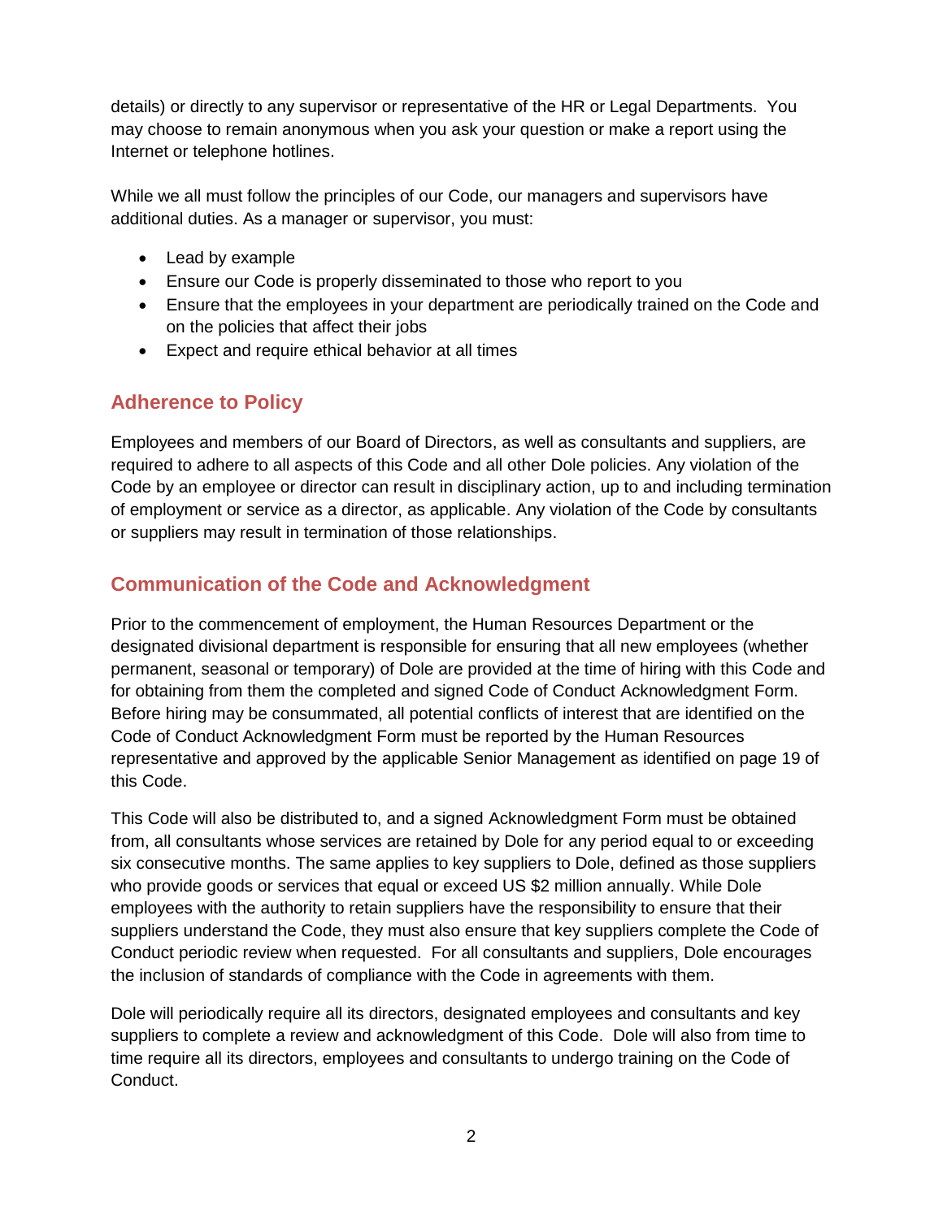details) or directly to any supervisor or representative of the HR or Legal Departments. You may choose to remain anonymous when you ask your question or make a report using the Internet or telephone hotlines.

While we all must follow the principles of our Code, our managers and supervisors have additional duties. As a manager or supervisor, you must:

- Lead by example
- Ensure our Code is properly disseminated to those who report to you
- Ensure that the employees in your department are periodically trained on the Code and on the policies that affect their jobs
- Expect and require ethical behavior at all times

## Adherence to Policy

Employees and members of our Board of Directors, as well as consultants and suppliers, are required to adhere to all aspects of this Code and all other Dole policies. Any violation of the Code by an employee or director can result in disciplinary action, up to and including termination of employment or service as a director, as applicable. Any violation of the Code by consultants or suppliers may result in termination of those relationships.

## Communication of the Code and Acknowledgment

Prior to the commencement of employment, the Human Resources Department or the designated divisional department is responsible for ensuring that all new employees (whether permanent, seasonal or temporary) of Dole are provided at the time of hiring with this Code and for obtaining from them the completed and signed Code of Conduct Acknowledgment Form. Before hiring may be consummated, all potential conflicts of interest that are identified on the Code of Conduct Acknowledgment Form must be reported by the Human Resources representative and approved by the applicable Senior Management as identified on page 19 of this Code.

This Code will also be distributed to, and a signed Acknowledgment Form must be obtained from, all consultants whose services are retained by Dole for any period equal to or exceeding six consecutive months. The same applies to key suppliers to Dole, defined as those suppliers who provide goods or services that equal or exceed US $2 million annually. While Dole employees with the authority to retain suppliers have the responsibility to ensure that their suppliers understand the Code, they must also ensure that key suppliers complete the Code of Conduct periodic review when requested. For all consultants and suppliers, Dole encourages the inclusion of standards of compliance with the Code in agreements with them.

Dole will periodically require all its directors, designated employees and consultants and key suppliers to complete a review and acknowledgment of this Code. Dole will also from time to time require all its directors, employees and consultants to undergo training on the Code of Conduct.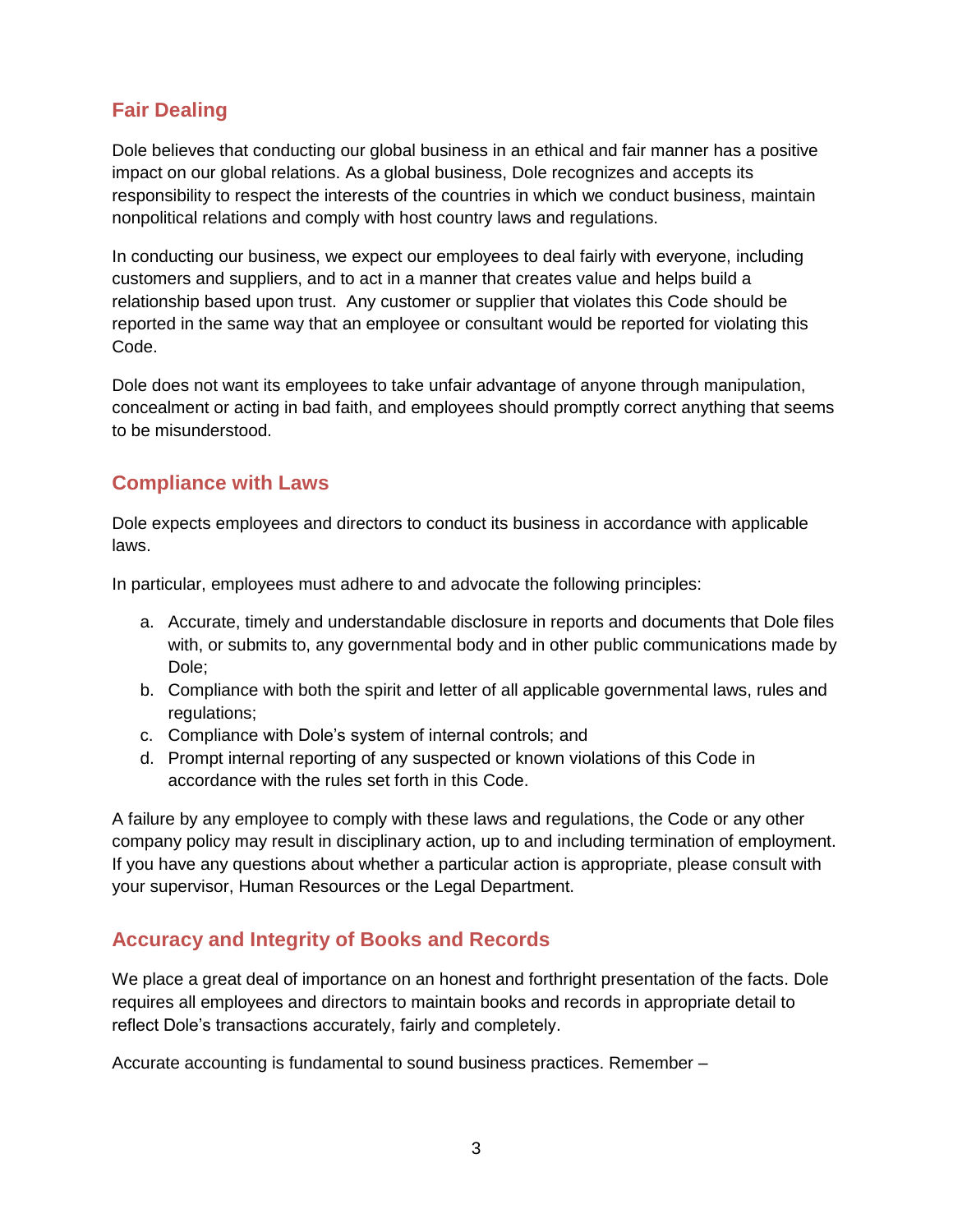## Fair Dealing

Dole believes that conducting our global business in an ethical and fair manner has a positive impact on our global relations. As a global business, Dole recognizes and accepts its responsibility to respect the interests of the countries in which we conduct business, maintain nonpolitical relations and comply with host country laws and regulations.

In conducting our business, we expect our employees to deal fairly with everyone, including customers and suppliers, and to act in a manner that creates value and helps build a relationship based upon trust. Any customer or supplier that violates this Code should be reported in the same way that an employee or consultant would be reported for violating this Code.

Dole does not want its employees to take unfair advantage of anyone through manipulation, concealment or acting in bad faith, and employees should promptly correct anything that seems to be misunderstood.

## Compliance with Laws

Dole expects employees and directors to conduct its business in accordance with applicable laws.

In particular, employees must adhere to and advocate the following principles:

a. Accurate, timely and understandable disclosure in reports and documents that Dole files with, or submits to, any governmental body and in other public communications made by Dole;
b. Compliance with both the spirit and letter of all applicable governmental laws, rules and regulations;
c. Compliance with Dole's system of internal controls; and
d. Prompt internal reporting of any suspected or known violations of this Code in accordance with the rules set forth in this Code.

A failure by any employee to comply with these laws and regulations, the Code or any other company policy may result in disciplinary action, up to and including termination of employment. If you have any questions about whether a particular action is appropriate, please consult with your supervisor, Human Resources or the Legal Department.

## Accuracy and Integrity of Books and Records

We place a great deal of importance on an honest and forthright presentation of the facts. Dole requires all employees and directors to maintain books and records in appropriate detail to reflect Dole's transactions accurately, fairly and completely.

Accurate accounting is fundamental to sound business practices. Remember –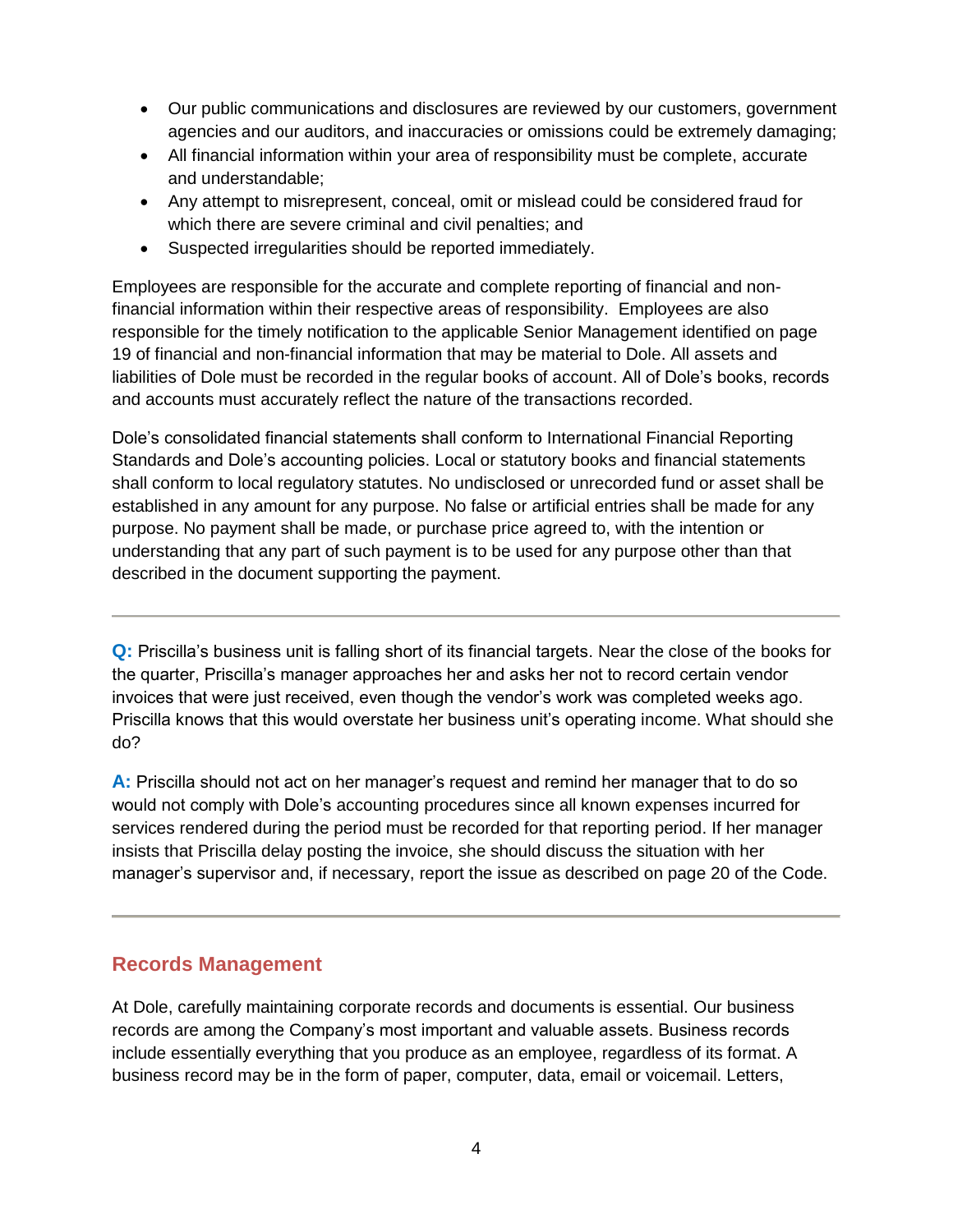- Our public communications and disclosures are reviewed by our customers, government agencies and our auditors, and inaccuracies or omissions could be extremely damaging;
- All financial information within your area of responsibility must be complete, accurate and understandable;
- Any attempt to misrepresent, conceal, omit or mislead could be considered fraud for which there are severe criminal and civil penalties; and
- Suspected irregularities should be reported immediately.

Employees are responsible for the accurate and complete reporting of financial and non-financial information within their respective areas of responsibility. Employees are also responsible for the timely notification to the applicable Senior Management identified on page 19 of financial and non-financial information that may be material to Dole. All assets and liabilities of Dole must be recorded in the regular books of account. All of Dole's books, records and accounts must accurately reflect the nature of the transactions recorded.

Dole's consolidated financial statements shall conform to International Financial Reporting Standards and Dole's accounting policies. Local or statutory books and financial statements shall conform to local regulatory statutes. No undisclosed or unrecorded fund or asset shall be established in any amount for any purpose. No false or artificial entries shall be made for any purpose. No payment shall be made, or purchase price agreed to, with the intention or understanding that any part of such payment is to be used for any purpose other than that described in the document supporting the payment.

---

**Q:** Priscilla's business unit is falling short of its financial targets. Near the close of the books for the quarter, Priscilla's manager approaches her and asks her not to record certain vendor invoices that were just received, even though the vendor's work was completed weeks ago. Priscilla knows that this would overstate her business unit's operating income. What should she do?

**A:** Priscilla should not act on her manager's request and remind her manager that to do so would not comply with Dole's accounting procedures since all known expenses incurred for services rendered during the period must be recorded for that reporting period. If her manager insists that Priscilla delay posting the invoice, she should discuss the situation with her manager's supervisor and, if necessary, report the issue as described on page 20 of the Code.

---

## Records Management

At Dole, carefully maintaining corporate records and documents is essential. Our business records are among the Company's most important and valuable assets. Business records include essentially everything that you produce as an employee, regardless of its format. A business record may be in the form of paper, computer, data, email or voicemail. Letters,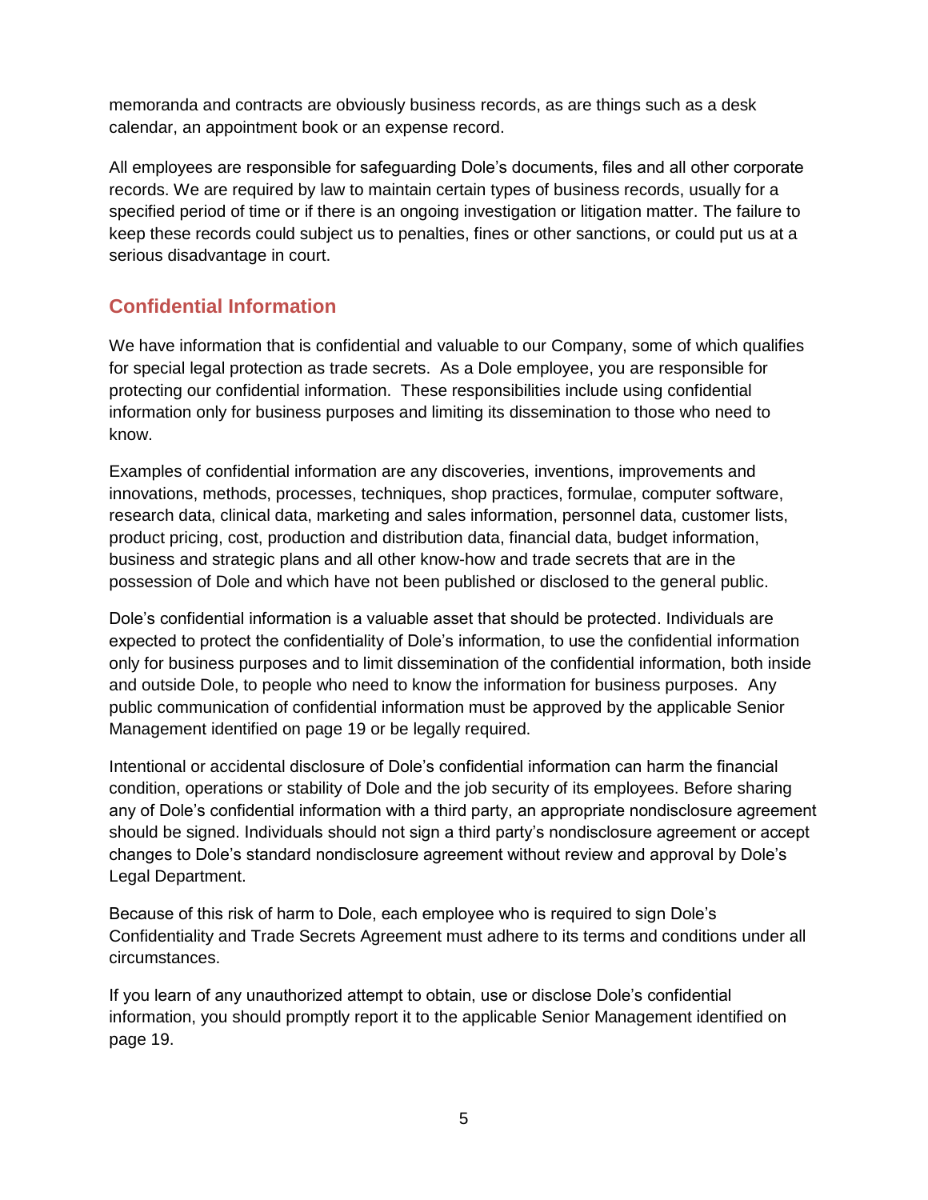memoranda and contracts are obviously business records, as are things such as a desk calendar, an appointment book or an expense record.

All employees are responsible for safeguarding Dole's documents, files and all other corporate records. We are required by law to maintain certain types of business records, usually for a specified period of time or if there is an ongoing investigation or litigation matter. The failure to keep these records could subject us to penalties, fines or other sanctions, or could put us at a serious disadvantage in court.

## Confidential Information

We have information that is confidential and valuable to our Company, some of which qualifies for special legal protection as trade secrets. As a Dole employee, you are responsible for protecting our confidential information. These responsibilities include using confidential information only for business purposes and limiting its dissemination to those who need to know.

Examples of confidential information are any discoveries, inventions, improvements and innovations, methods, processes, techniques, shop practices, formulae, computer software, research data, clinical data, marketing and sales information, personnel data, customer lists, product pricing, cost, production and distribution data, financial data, budget information, business and strategic plans and all other know-how and trade secrets that are in the possession of Dole and which have not been published or disclosed to the general public.

Dole's confidential information is a valuable asset that should be protected. Individuals are expected to protect the confidentiality of Dole's information, to use the confidential information only for business purposes and to limit dissemination of the confidential information, both inside and outside Dole, to people who need to know the information for business purposes. Any public communication of confidential information must be approved by the applicable Senior Management identified on page 19 or be legally required.

Intentional or accidental disclosure of Dole's confidential information can harm the financial condition, operations or stability of Dole and the job security of its employees. Before sharing any of Dole's confidential information with a third party, an appropriate nondisclosure agreement should be signed. Individuals should not sign a third party's nondisclosure agreement or accept changes to Dole's standard nondisclosure agreement without review and approval by Dole's Legal Department.

Because of this risk of harm to Dole, each employee who is required to sign Dole's Confidentiality and Trade Secrets Agreement must adhere to its terms and conditions under all circumstances.

If you learn of any unauthorized attempt to obtain, use or disclose Dole's confidential information, you should promptly report it to the applicable Senior Management identified on page 19.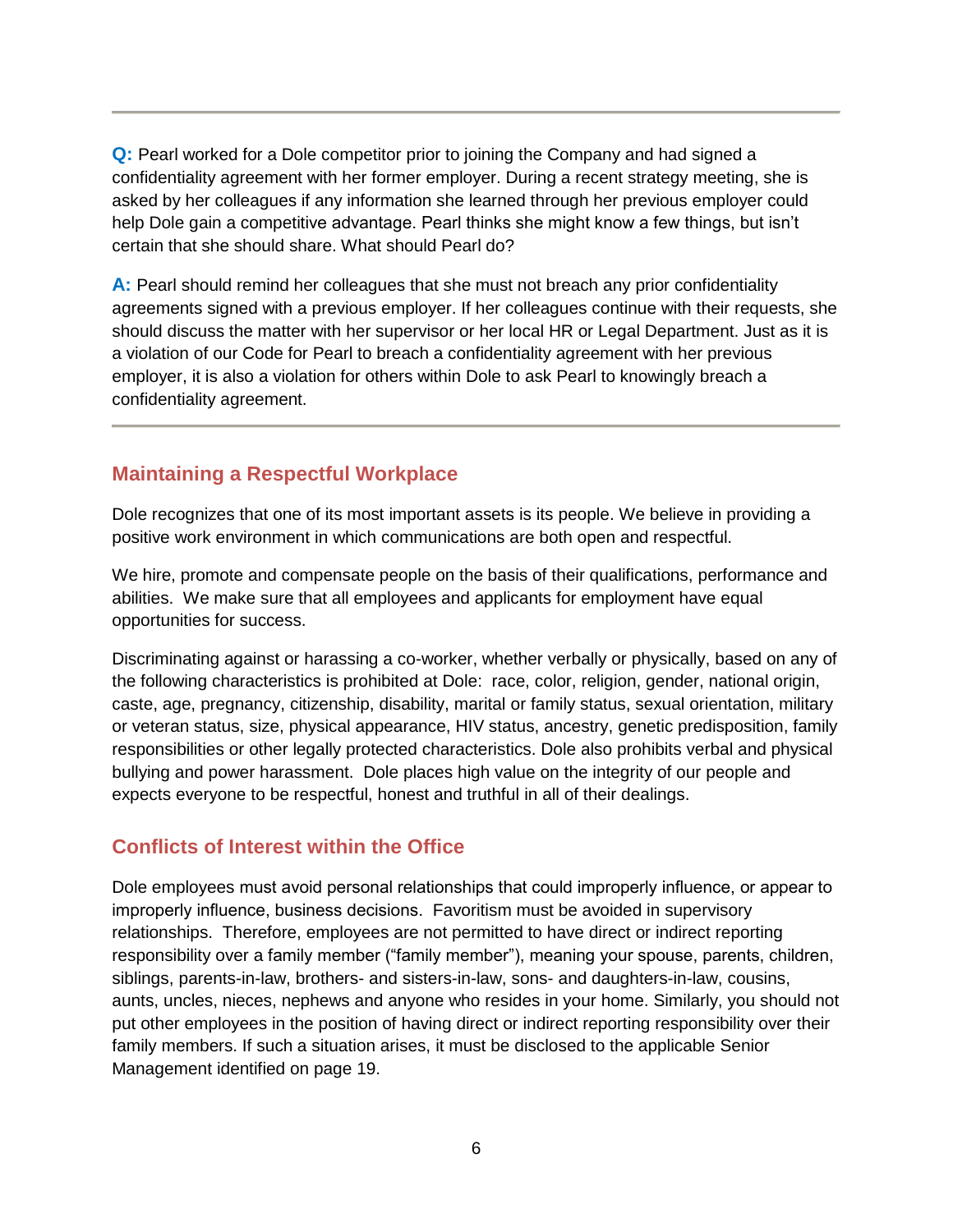---

**Q:** Pearl worked for a Dole competitor prior to joining the Company and had signed a confidentiality agreement with her former employer. During a recent strategy meeting, she is asked by her colleagues if any information she learned through her previous employer could help Dole gain a competitive advantage. Pearl thinks she might know a few things, but isn't certain that she should share. What should Pearl do?

**A:** Pearl should remind her colleagues that she must not breach any prior confidentiality agreements signed with a previous employer. If her colleagues continue with their requests, she should discuss the matter with her supervisor or her local HR or Legal Department. Just as it is a violation of our Code for Pearl to breach a confidentiality agreement with her previous employer, it is also a violation for others within Dole to ask Pearl to knowingly breach a confidentiality agreement.

---

## Maintaining a Respectful Workplace

Dole recognizes that one of its most important assets is its people. We believe in providing a positive work environment in which communications are both open and respectful.

We hire, promote and compensate people on the basis of their qualifications, performance and abilities. We make sure that all employees and applicants for employment have equal opportunities for success.

Discriminating against or harassing a co-worker, whether verbally or physically, based on any of the following characteristics is prohibited at Dole: race, color, religion, gender, national origin, caste, age, pregnancy, citizenship, disability, marital or family status, sexual orientation, military or veteran status, size, physical appearance, HIV status, ancestry, genetic predisposition, family responsibilities or other legally protected characteristics. Dole also prohibits verbal and physical bullying and power harassment. Dole places high value on the integrity of our people and expects everyone to be respectful, honest and truthful in all of their dealings.

## Conflicts of Interest within the Office

Dole employees must avoid personal relationships that could improperly influence, or appear to improperly influence, business decisions. Favoritism must be avoided in supervisory relationships. Therefore, employees are not permitted to have direct or indirect reporting responsibility over a family member ("family member"), meaning your spouse, parents, children, siblings, parents-in-law, brothers- and sisters-in-law, sons- and daughters-in-law, cousins, aunts, uncles, nieces, nephews and anyone who resides in your home. Similarly, you should not put other employees in the position of having direct or indirect reporting responsibility over their family members. If such a situation arises, it must be disclosed to the applicable Senior Management identified on page 19.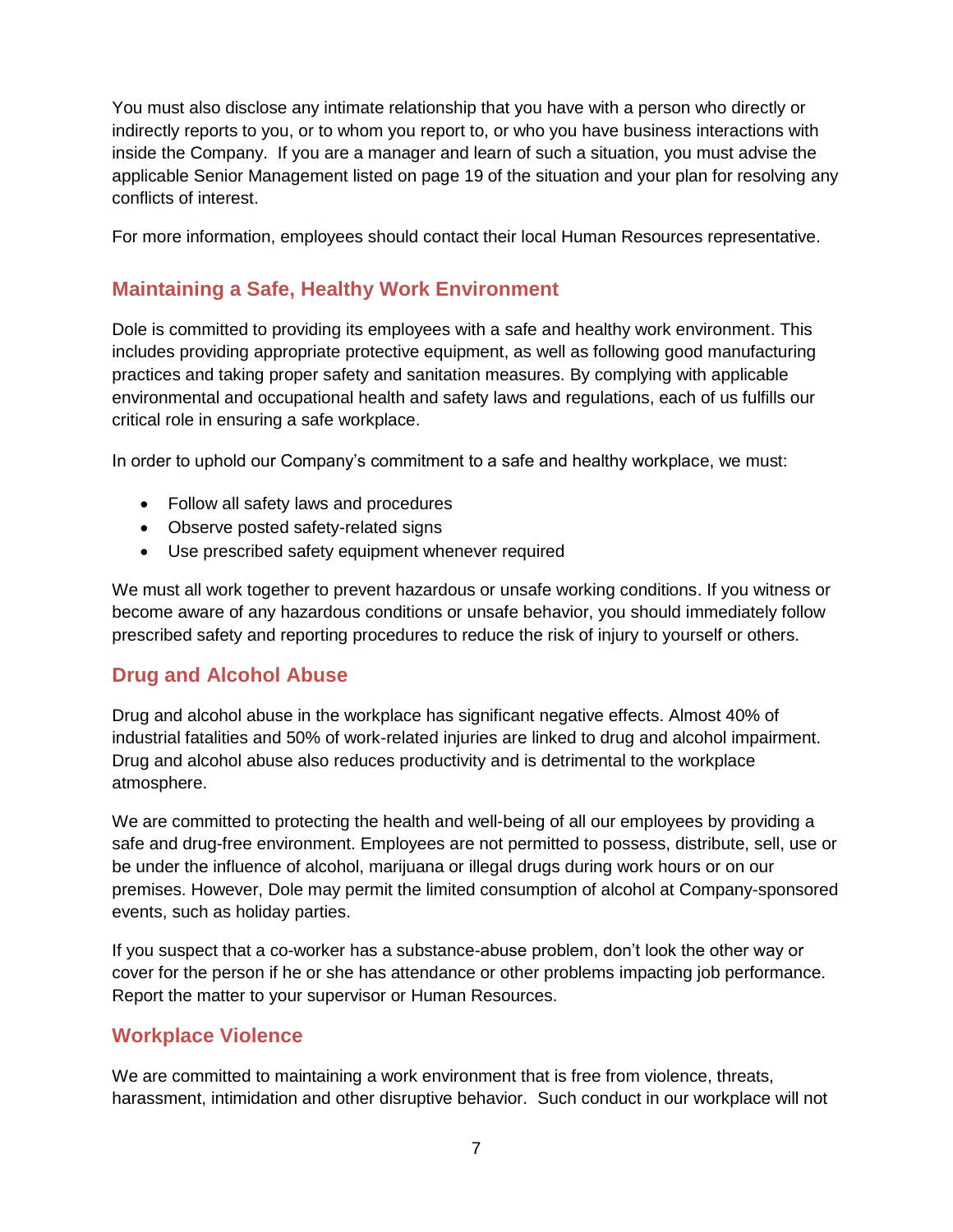You must also disclose any intimate relationship that you have with a person who directly or indirectly reports to you, or to whom you report to, or who you have business interactions with inside the Company. If you are a manager and learn of such a situation, you must advise the applicable Senior Management listed on page 19 of the situation and your plan for resolving any conflicts of interest.

For more information, employees should contact their local Human Resources representative.

## Maintaining a Safe, Healthy Work Environment

Dole is committed to providing its employees with a safe and healthy work environment. This includes providing appropriate protective equipment, as well as following good manufacturing practices and taking proper safety and sanitation measures. By complying with applicable environmental and occupational health and safety laws and regulations, each of us fulfills our critical role in ensuring a safe workplace.

In order to uphold our Company's commitment to a safe and healthy workplace, we must:

- Follow all safety laws and procedures
- Observe posted safety-related signs
- Use prescribed safety equipment whenever required

We must all work together to prevent hazardous or unsafe working conditions. If you witness or become aware of any hazardous conditions or unsafe behavior, you should immediately follow prescribed safety and reporting procedures to reduce the risk of injury to yourself or others.

## Drug and Alcohol Abuse

Drug and alcohol abuse in the workplace has significant negative effects. Almost 40% of industrial fatalities and 50% of work-related injuries are linked to drug and alcohol impairment. Drug and alcohol abuse also reduces productivity and is detrimental to the workplace atmosphere.

We are committed to protecting the health and well-being of all our employees by providing a safe and drug-free environment. Employees are not permitted to possess, distribute, sell, use or be under the influence of alcohol, marijuana or illegal drugs during work hours or on our premises. However, Dole may permit the limited consumption of alcohol at Company-sponsored events, such as holiday parties.

If you suspect that a co-worker has a substance-abuse problem, don't look the other way or cover for the person if he or she has attendance or other problems impacting job performance. Report the matter to your supervisor or Human Resources.

## Workplace Violence

We are committed to maintaining a work environment that is free from violence, threats, harassment, intimidation and other disruptive behavior. Such conduct in our workplace will not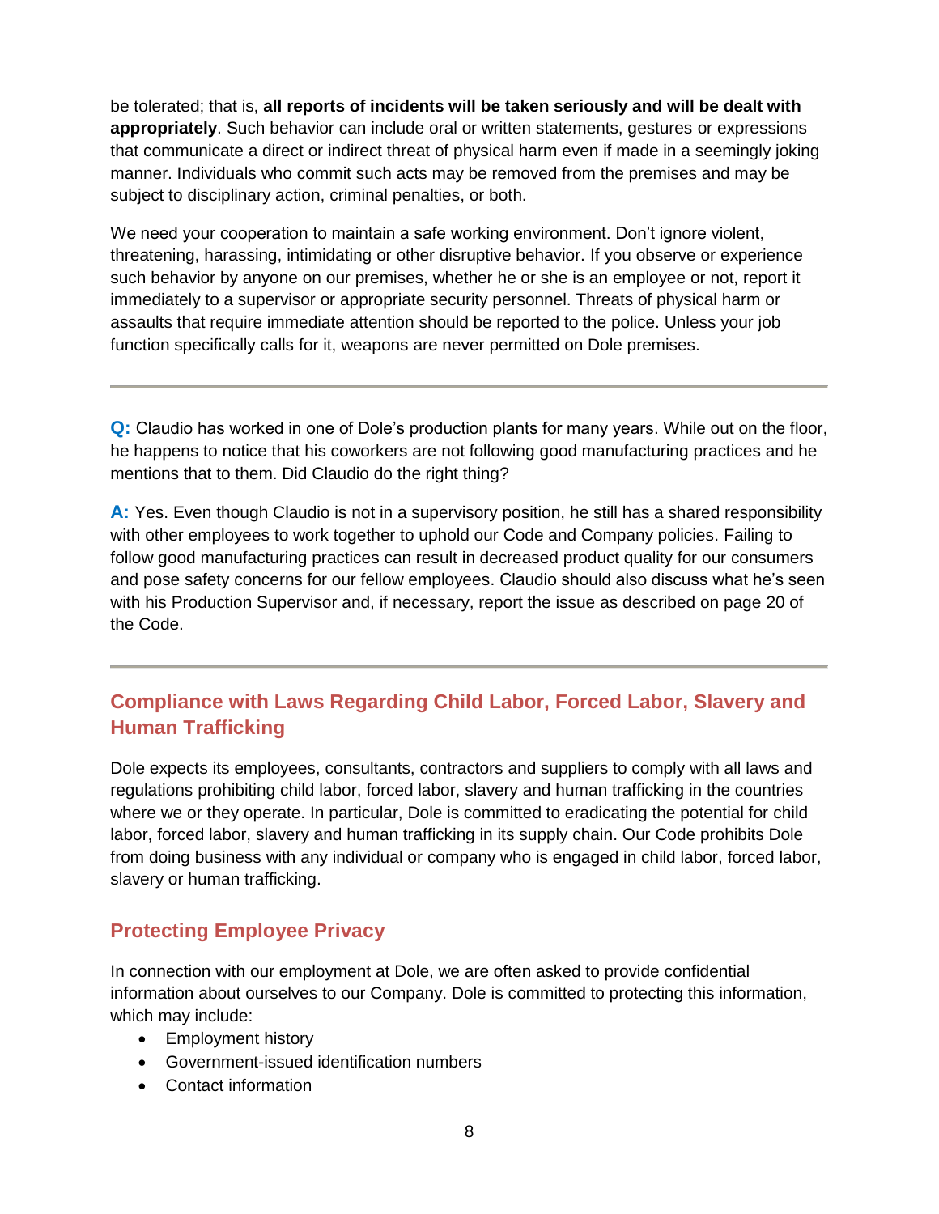be tolerated; that is, **all reports of incidents will be taken seriously and will be dealt with appropriately**. Such behavior can include oral or written statements, gestures or expressions that communicate a direct or indirect threat of physical harm even if made in a seemingly joking manner. Individuals who commit such acts may be removed from the premises and may be subject to disciplinary action, criminal penalties, or both.

We need your cooperation to maintain a safe working environment. Don't ignore violent, threatening, harassing, intimidating or other disruptive behavior. If you observe or experience such behavior by anyone on our premises, whether he or she is an employee or not, report it immediately to a supervisor or appropriate security personnel. Threats of physical harm or assaults that require immediate attention should be reported to the police. Unless your job function specifically calls for it, weapons are never permitted on Dole premises.

---

**Q:** Claudio has worked in one of Dole's production plants for many years. While out on the floor, he happens to notice that his coworkers are not following good manufacturing practices and he mentions that to them. Did Claudio do the right thing?

**A:** Yes. Even though Claudio is not in a supervisory position, he still has a shared responsibility with other employees to work together to uphold our Code and Company policies. Failing to follow good manufacturing practices can result in decreased product quality for our consumers and pose safety concerns for our fellow employees. Claudio should also discuss what he's seen with his Production Supervisor and, if necessary, report the issue as described on page 20 of the Code.

---

## Compliance with Laws Regarding Child Labor, Forced Labor, Slavery and Human Trafficking

Dole expects its employees, consultants, contractors and suppliers to comply with all laws and regulations prohibiting child labor, forced labor, slavery and human trafficking in the countries where we or they operate. In particular, Dole is committed to eradicating the potential for child labor, forced labor, slavery and human trafficking in its supply chain. Our Code prohibits Dole from doing business with any individual or company who is engaged in child labor, forced labor, slavery or human trafficking.

## Protecting Employee Privacy

In connection with our employment at Dole, we are often asked to provide confidential information about ourselves to our Company. Dole is committed to protecting this information, which may include:

- Employment history
- Government-issued identification numbers
- Contact information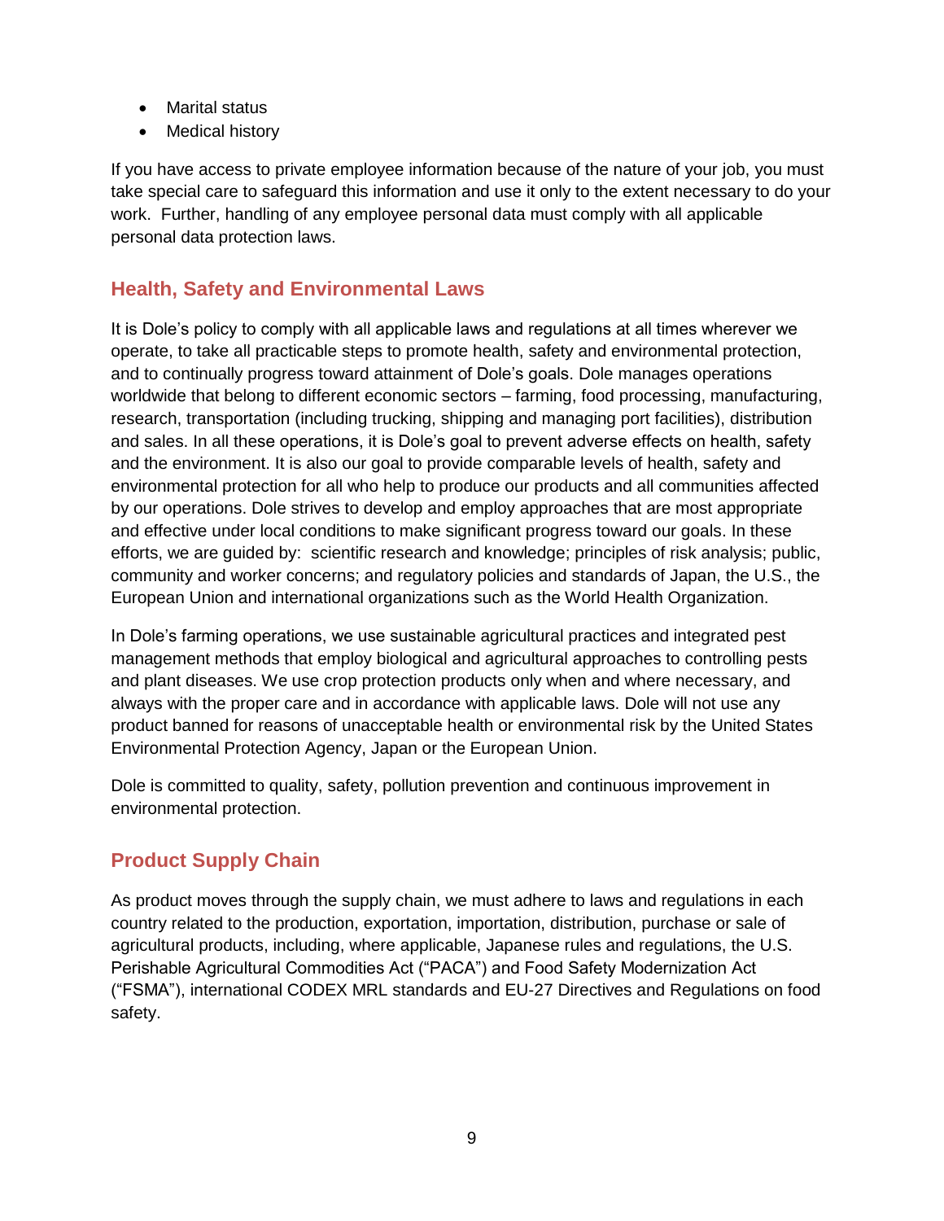- Marital status
- Medical history

If you have access to private employee information because of the nature of your job, you must take special care to safeguard this information and use it only to the extent necessary to do your work. Further, handling of any employee personal data must comply with all applicable personal data protection laws.

## Health, Safety and Environmental Laws

It is Dole's policy to comply with all applicable laws and regulations at all times wherever we operate, to take all practicable steps to promote health, safety and environmental protection, and to continually progress toward attainment of Dole's goals. Dole manages operations worldwide that belong to different economic sectors – farming, food processing, manufacturing, research, transportation (including trucking, shipping and managing port facilities), distribution and sales. In all these operations, it is Dole's goal to prevent adverse effects on health, safety and the environment. It is also our goal to provide comparable levels of health, safety and environmental protection for all who help to produce our products and all communities affected by our operations. Dole strives to develop and employ approaches that are most appropriate and effective under local conditions to make significant progress toward our goals. In these efforts, we are guided by: scientific research and knowledge; principles of risk analysis; public, community and worker concerns; and regulatory policies and standards of Japan, the U.S., the European Union and international organizations such as the World Health Organization.

In Dole's farming operations, we use sustainable agricultural practices and integrated pest management methods that employ biological and agricultural approaches to controlling pests and plant diseases. We use crop protection products only when and where necessary, and always with the proper care and in accordance with applicable laws. Dole will not use any product banned for reasons of unacceptable health or environmental risk by the United States Environmental Protection Agency, Japan or the European Union.

Dole is committed to quality, safety, pollution prevention and continuous improvement in environmental protection.

## Product Supply Chain

As product moves through the supply chain, we must adhere to laws and regulations in each country related to the production, exportation, importation, distribution, purchase or sale of agricultural products, including, where applicable, Japanese rules and regulations, the U.S. Perishable Agricultural Commodities Act ("PACA") and Food Safety Modernization Act ("FSMA"), international CODEX MRL standards and EU-27 Directives and Regulations on food safety.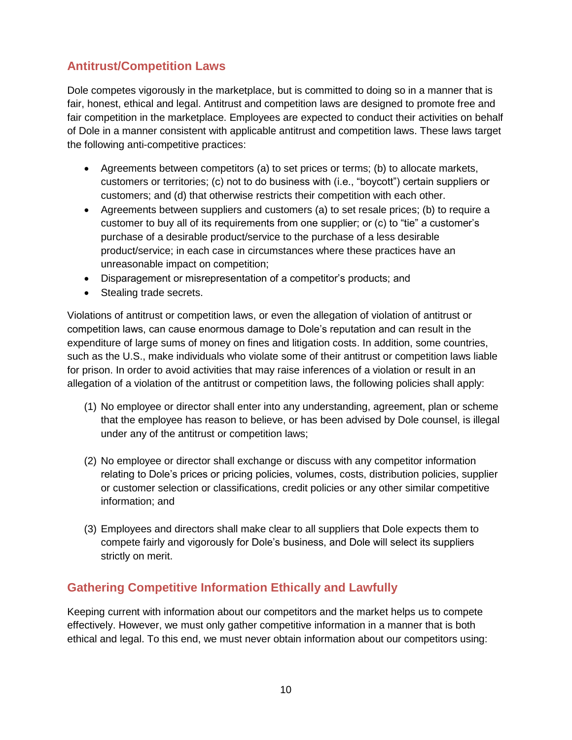## Antitrust/Competition Laws

Dole competes vigorously in the marketplace, but is committed to doing so in a manner that is fair, honest, ethical and legal. Antitrust and competition laws are designed to promote free and fair competition in the marketplace. Employees are expected to conduct their activities on behalf of Dole in a manner consistent with applicable antitrust and competition laws. These laws target the following anti-competitive practices:

- Agreements between competitors (a) to set prices or terms; (b) to allocate markets, customers or territories; (c) not to do business with (i.e., "boycott") certain suppliers or customers; and (d) that otherwise restricts their competition with each other.
- Agreements between suppliers and customers (a) to set resale prices; (b) to require a customer to buy all of its requirements from one supplier; or (c) to "tie" a customer's purchase of a desirable product/service to the purchase of a less desirable product/service; in each case in circumstances where these practices have an unreasonable impact on competition;
- Disparagement or misrepresentation of a competitor's products; and
- Stealing trade secrets.

Violations of antitrust or competition laws, or even the allegation of violation of antitrust or competition laws, can cause enormous damage to Dole's reputation and can result in the expenditure of large sums of money on fines and litigation costs. In addition, some countries, such as the U.S., make individuals who violate some of their antitrust or competition laws liable for prison. In order to avoid activities that may raise inferences of a violation or result in an allegation of a violation of the antitrust or competition laws, the following policies shall apply:

(1) No employee or director shall enter into any understanding, agreement, plan or scheme that the employee has reason to believe, or has been advised by Dole counsel, is illegal under any of the antitrust or competition laws;

(2) No employee or director shall exchange or discuss with any competitor information relating to Dole's prices or pricing policies, volumes, costs, distribution policies, supplier or customer selection or classifications, credit policies or any other similar competitive information; and

(3) Employees and directors shall make clear to all suppliers that Dole expects them to compete fairly and vigorously for Dole's business, and Dole will select its suppliers strictly on merit.

## Gathering Competitive Information Ethically and Lawfully

Keeping current with information about our competitors and the market helps us to compete effectively. However, we must only gather competitive information in a manner that is both ethical and legal. To this end, we must never obtain information about our competitors using: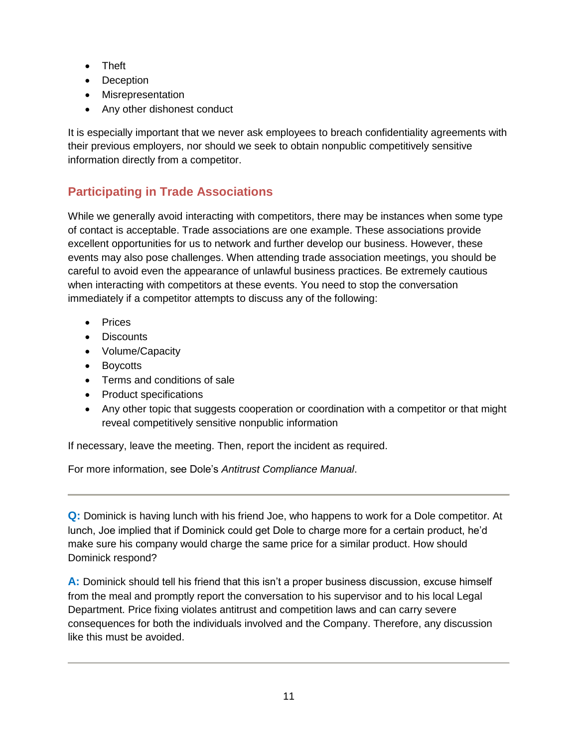- Theft
- Deception
- Misrepresentation
- Any other dishonest conduct

It is especially important that we never ask employees to breach confidentiality agreements with their previous employers, nor should we seek to obtain nonpublic competitively sensitive information directly from a competitor.

## Participating in Trade Associations

While we generally avoid interacting with competitors, there may be instances when some type of contact is acceptable. Trade associations are one example. These associations provide excellent opportunities for us to network and further develop our business. However, these events may also pose challenges. When attending trade association meetings, you should be careful to avoid even the appearance of unlawful business practices. Be extremely cautious when interacting with competitors at these events. You need to stop the conversation immediately if a competitor attempts to discuss any of the following:

- Prices
- Discounts
- Volume/Capacity
- Boycotts
- Terms and conditions of sale
- Product specifications
- Any other topic that suggests cooperation or coordination with a competitor or that might reveal competitively sensitive nonpublic information

If necessary, leave the meeting. Then, report the incident as required.

For more information, see Dole's *Antitrust Compliance Manual*.

---

**Q:** Dominick is having lunch with his friend Joe, who happens to work for a Dole competitor. At lunch, Joe implied that if Dominick could get Dole to charge more for a certain product, he'd make sure his company would charge the same price for a similar product. How should Dominick respond?

**A:** Dominick should tell his friend that this isn't a proper business discussion, excuse himself from the meal and promptly report the conversation to his supervisor and to his local Legal Department. Price fixing violates antitrust and competition laws and can carry severe consequences for both the individuals involved and the Company. Therefore, any discussion like this must be avoided.

---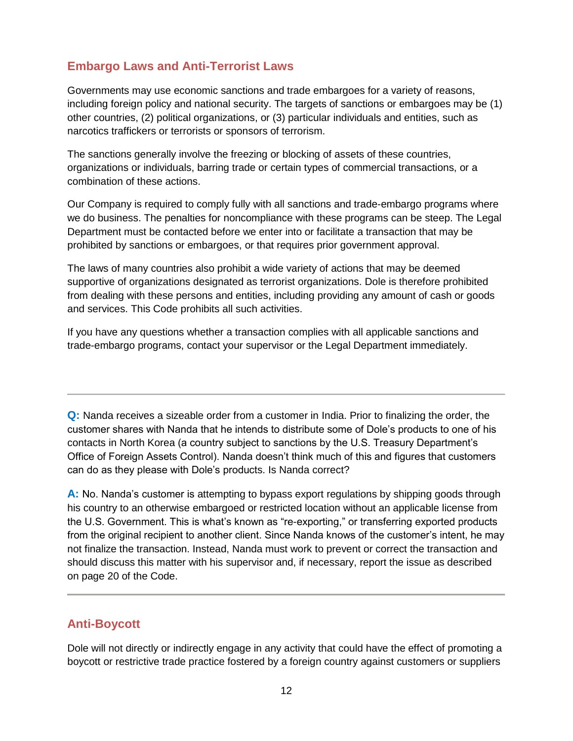## Embargo Laws and Anti-Terrorist Laws

Governments may use economic sanctions and trade embargoes for a variety of reasons, including foreign policy and national security. The targets of sanctions or embargoes may be (1) other countries, (2) political organizations, or (3) particular individuals and entities, such as narcotics traffickers or terrorists or sponsors of terrorism.

The sanctions generally involve the freezing or blocking of assets of these countries, organizations or individuals, barring trade or certain types of commercial transactions, or a combination of these actions.

Our Company is required to comply fully with all sanctions and trade-embargo programs where we do business. The penalties for noncompliance with these programs can be steep. The Legal Department must be contacted before we enter into or facilitate a transaction that may be prohibited by sanctions or embargoes, or that requires prior government approval.

The laws of many countries also prohibit a wide variety of actions that may be deemed supportive of organizations designated as terrorist organizations. Dole is therefore prohibited from dealing with these persons and entities, including providing any amount of cash or goods and services. This Code prohibits all such activities.

If you have any questions whether a transaction complies with all applicable sanctions and trade-embargo programs, contact your supervisor or the Legal Department immediately.

---

**Q:** Nanda receives a sizeable order from a customer in India. Prior to finalizing the order, the customer shares with Nanda that he intends to distribute some of Dole's products to one of his contacts in North Korea (a country subject to sanctions by the U.S. Treasury Department's Office of Foreign Assets Control). Nanda doesn't think much of this and figures that customers can do as they please with Dole's products. Is Nanda correct?

**A:** No. Nanda's customer is attempting to bypass export regulations by shipping goods through his country to an otherwise embargoed or restricted location without an applicable license from the U.S. Government. This is what's known as "re-exporting," or transferring exported products from the original recipient to another client. Since Nanda knows of the customer's intent, he may not finalize the transaction. Instead, Nanda must work to prevent or correct the transaction and should discuss this matter with his supervisor and, if necessary, report the issue as described on page 20 of the Code.

---

## Anti-Boycott

Dole will not directly or indirectly engage in any activity that could have the effect of promoting a boycott or restrictive trade practice fostered by a foreign country against customers or suppliers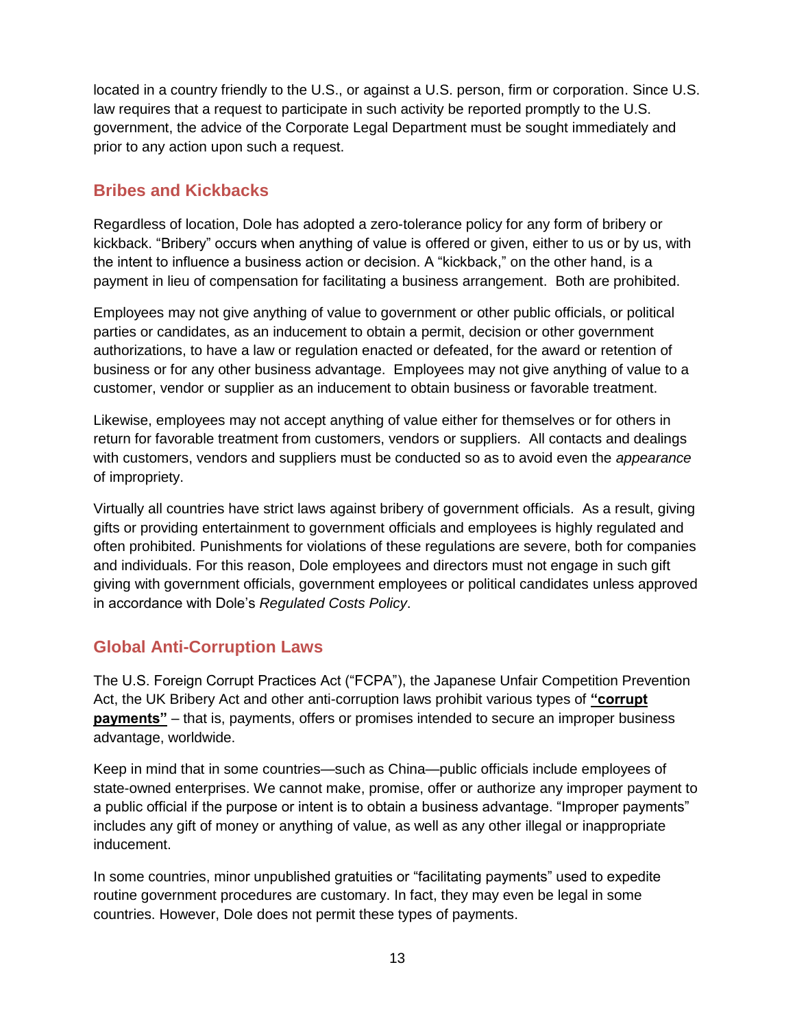located in a country friendly to the U.S., or against a U.S. person, firm or corporation. Since U.S. law requires that a request to participate in such activity be reported promptly to the U.S. government, the advice of the Corporate Legal Department must be sought immediately and prior to any action upon such a request.

## Bribes and Kickbacks

Regardless of location, Dole has adopted a zero-tolerance policy for any form of bribery or kickback. "Bribery" occurs when anything of value is offered or given, either to us or by us, with the intent to influence a business action or decision. A "kickback," on the other hand, is a payment in lieu of compensation for facilitating a business arrangement. Both are prohibited.

Employees may not give anything of value to government or other public officials, or political parties or candidates, as an inducement to obtain a permit, decision or other government authorizations, to have a law or regulation enacted or defeated, for the award or retention of business or for any other business advantage. Employees may not give anything of value to a customer, vendor or supplier as an inducement to obtain business or favorable treatment.

Likewise, employees may not accept anything of value either for themselves or for others in return for favorable treatment from customers, vendors or suppliers. All contacts and dealings with customers, vendors and suppliers must be conducted so as to avoid even the *appearance* of impropriety.

Virtually all countries have strict laws against bribery of government officials. As a result, giving gifts or providing entertainment to government officials and employees is highly regulated and often prohibited. Punishments for violations of these regulations are severe, both for companies and individuals. For this reason, Dole employees and directors must not engage in such gift giving with government officials, government employees or political candidates unless approved in accordance with Dole's *Regulated Costs Policy*.

## Global Anti-Corruption Laws

The U.S. Foreign Corrupt Practices Act ("FCPA"), the Japanese Unfair Competition Prevention Act, the UK Bribery Act and other anti-corruption laws prohibit various types of **"corrupt payments"** – that is, payments, offers or promises intended to secure an improper business advantage, worldwide.

Keep in mind that in some countries—such as China—public officials include employees of state-owned enterprises. We cannot make, promise, offer or authorize any improper payment to a public official if the purpose or intent is to obtain a business advantage. "Improper payments" includes any gift of money or anything of value, as well as any other illegal or inappropriate inducement.

In some countries, minor unpublished gratuities or "facilitating payments" used to expedite routine government procedures are customary. In fact, they may even be legal in some countries. However, Dole does not permit these types of payments.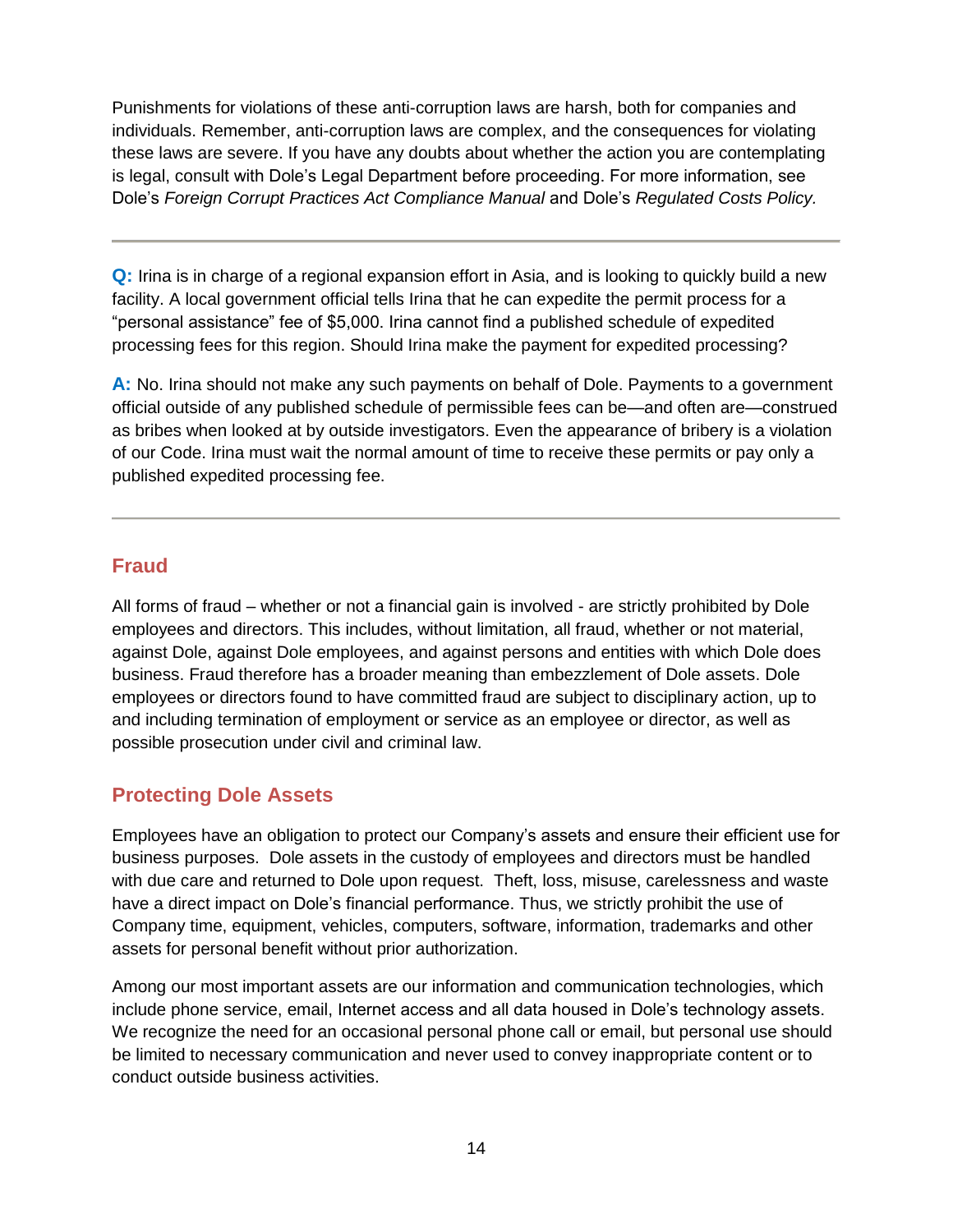Punishments for violations of these anti-corruption laws are harsh, both for companies and individuals. Remember, anti-corruption laws are complex, and the consequences for violating these laws are severe. If you have any doubts about whether the action you are contemplating is legal, consult with Dole's Legal Department before proceeding. For more information, see Dole's *Foreign Corrupt Practices Act Compliance Manual* and Dole's *Regulated Costs Policy.*

---

**Q:** Irina is in charge of a regional expansion effort in Asia, and is looking to quickly build a new facility. A local government official tells Irina that he can expedite the permit process for a "personal assistance" fee of $5,000. Irina cannot find a published schedule of expedited processing fees for this region. Should Irina make the payment for expedited processing?

**A:** No. Irina should not make any such payments on behalf of Dole. Payments to a government official outside of any published schedule of permissible fees can be—and often are—construed as bribes when looked at by outside investigators. Even the appearance of bribery is a violation of our Code. Irina must wait the normal amount of time to receive these permits or pay only a published expedited processing fee.

---

## Fraud

All forms of fraud – whether or not a financial gain is involved - are strictly prohibited by Dole employees and directors. This includes, without limitation, all fraud, whether or not material, against Dole, against Dole employees, and against persons and entities with which Dole does business. Fraud therefore has a broader meaning than embezzlement of Dole assets. Dole employees or directors found to have committed fraud are subject to disciplinary action, up to and including termination of employment or service as an employee or director, as well as possible prosecution under civil and criminal law.

## Protecting Dole Assets

Employees have an obligation to protect our Company's assets and ensure their efficient use for business purposes. Dole assets in the custody of employees and directors must be handled with due care and returned to Dole upon request. Theft, loss, misuse, carelessness and waste have a direct impact on Dole's financial performance. Thus, we strictly prohibit the use of Company time, equipment, vehicles, computers, software, information, trademarks and other assets for personal benefit without prior authorization.

Among our most important assets are our information and communication technologies, which include phone service, email, Internet access and all data housed in Dole's technology assets. We recognize the need for an occasional personal phone call or email, but personal use should be limited to necessary communication and never used to convey inappropriate content or to conduct outside business activities.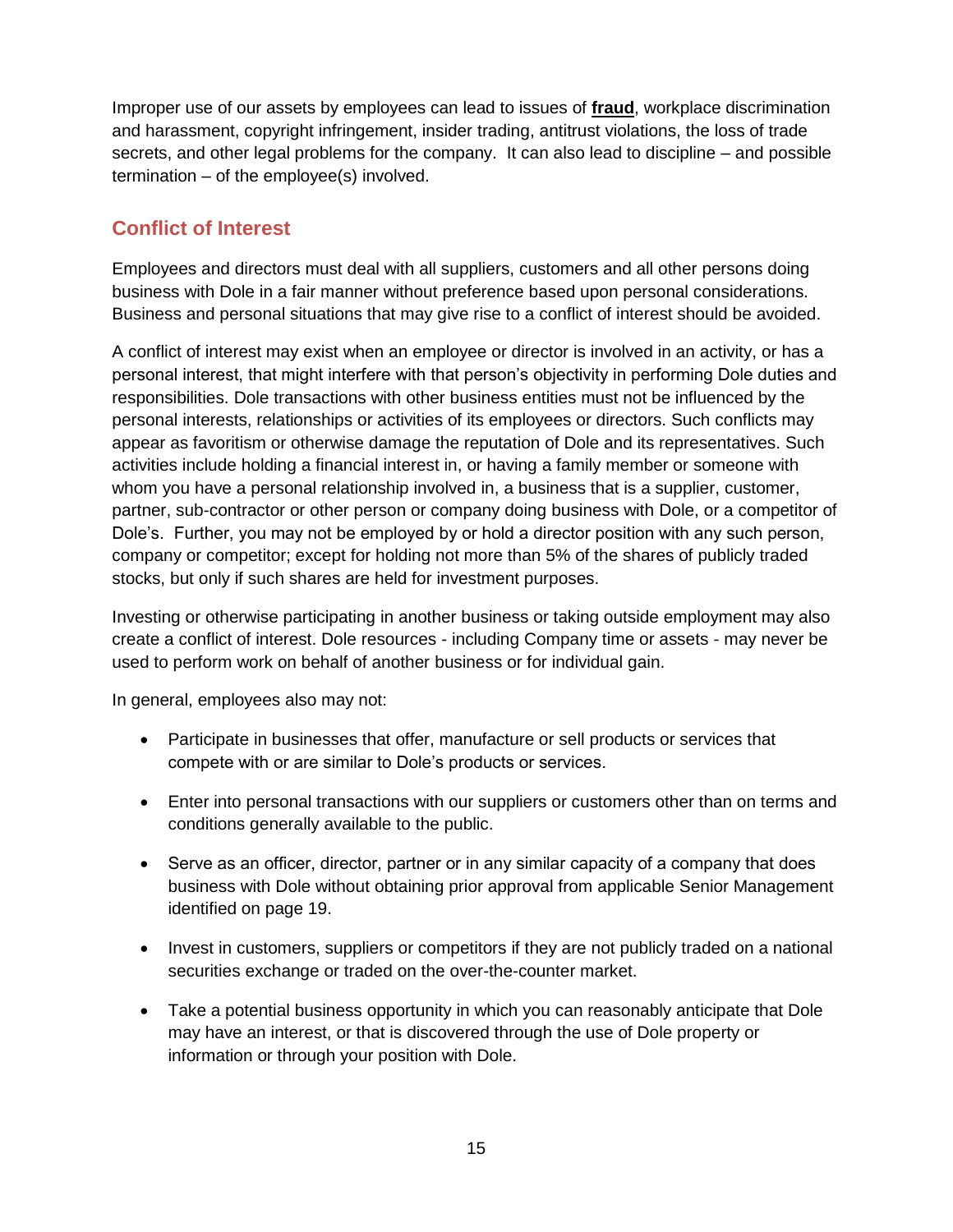Improper use of our assets by employees can lead to issues of **fraud**, workplace discrimination and harassment, copyright infringement, insider trading, antitrust violations, the loss of trade secrets, and other legal problems for the company. It can also lead to discipline – and possible termination – of the employee(s) involved.

## Conflict of Interest

Employees and directors must deal with all suppliers, customers and all other persons doing business with Dole in a fair manner without preference based upon personal considerations. Business and personal situations that may give rise to a conflict of interest should be avoided.

A conflict of interest may exist when an employee or director is involved in an activity, or has a personal interest, that might interfere with that person's objectivity in performing Dole duties and responsibilities. Dole transactions with other business entities must not be influenced by the personal interests, relationships or activities of its employees or directors. Such conflicts may appear as favoritism or otherwise damage the reputation of Dole and its representatives. Such activities include holding a financial interest in, or having a family member or someone with whom you have a personal relationship involved in, a business that is a supplier, customer, partner, sub-contractor or other person or company doing business with Dole, or a competitor of Dole's. Further, you may not be employed by or hold a director position with any such person, company or competitor; except for holding not more than 5% of the shares of publicly traded stocks, but only if such shares are held for investment purposes.

Investing or otherwise participating in another business or taking outside employment may also create a conflict of interest. Dole resources - including Company time or assets - may never be used to perform work on behalf of another business or for individual gain.

In general, employees also may not:

- Participate in businesses that offer, manufacture or sell products or services that compete with or are similar to Dole's products or services.
- Enter into personal transactions with our suppliers or customers other than on terms and conditions generally available to the public.
- Serve as an officer, director, partner or in any similar capacity of a company that does business with Dole without obtaining prior approval from applicable Senior Management identified on page 19.
- Invest in customers, suppliers or competitors if they are not publicly traded on a national securities exchange or traded on the over-the-counter market.
- Take a potential business opportunity in which you can reasonably anticipate that Dole may have an interest, or that is discovered through the use of Dole property or information or through your position with Dole.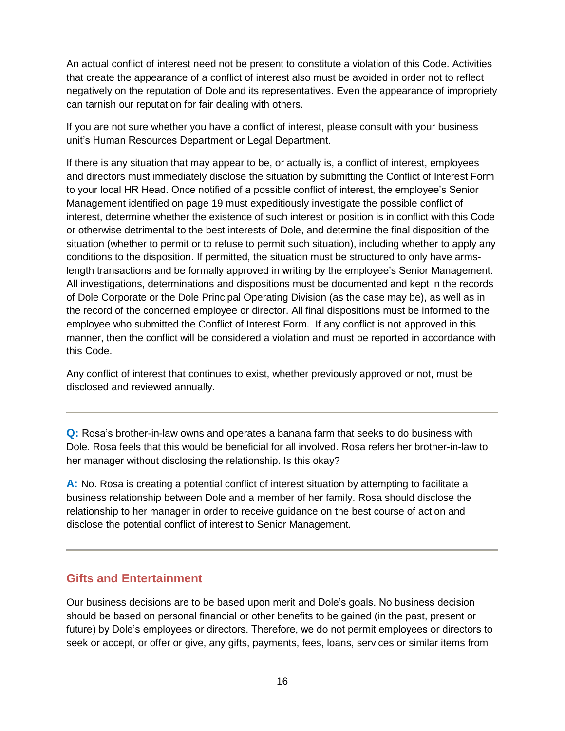An actual conflict of interest need not be present to constitute a violation of this Code. Activities that create the appearance of a conflict of interest also must be avoided in order not to reflect negatively on the reputation of Dole and its representatives. Even the appearance of impropriety can tarnish our reputation for fair dealing with others.

If you are not sure whether you have a conflict of interest, please consult with your business unit's Human Resources Department or Legal Department.

If there is any situation that may appear to be, or actually is, a conflict of interest, employees and directors must immediately disclose the situation by submitting the Conflict of Interest Form to your local HR Head. Once notified of a possible conflict of interest, the employee's Senior Management identified on page 19 must expeditiously investigate the possible conflict of interest, determine whether the existence of such interest or position is in conflict with this Code or otherwise detrimental to the best interests of Dole, and determine the final disposition of the situation (whether to permit or to refuse to permit such situation), including whether to apply any conditions to the disposition. If permitted, the situation must be structured to only have arms-length transactions and be formally approved in writing by the employee's Senior Management. All investigations, determinations and dispositions must be documented and kept in the records of Dole Corporate or the Dole Principal Operating Division (as the case may be), as well as in the record of the concerned employee or director. All final dispositions must be informed to the employee who submitted the Conflict of Interest Form. If any conflict is not approved in this manner, then the conflict will be considered a violation and must be reported in accordance with this Code.

Any conflict of interest that continues to exist, whether previously approved or not, must be disclosed and reviewed annually.

---

**Q:** Rosa's brother-in-law owns and operates a banana farm that seeks to do business with Dole. Rosa feels that this would be beneficial for all involved. Rosa refers her brother-in-law to her manager without disclosing the relationship. Is this okay?

**A:** No. Rosa is creating a potential conflict of interest situation by attempting to facilitate a business relationship between Dole and a member of her family. Rosa should disclose the relationship to her manager in order to receive guidance on the best course of action and disclose the potential conflict of interest to Senior Management.

---

## Gifts and Entertainment

Our business decisions are to be based upon merit and Dole's goals. No business decision should be based on personal financial or other benefits to be gained (in the past, present or future) by Dole's employees or directors. Therefore, we do not permit employees or directors to seek or accept, or offer or give, any gifts, payments, fees, loans, services or similar items from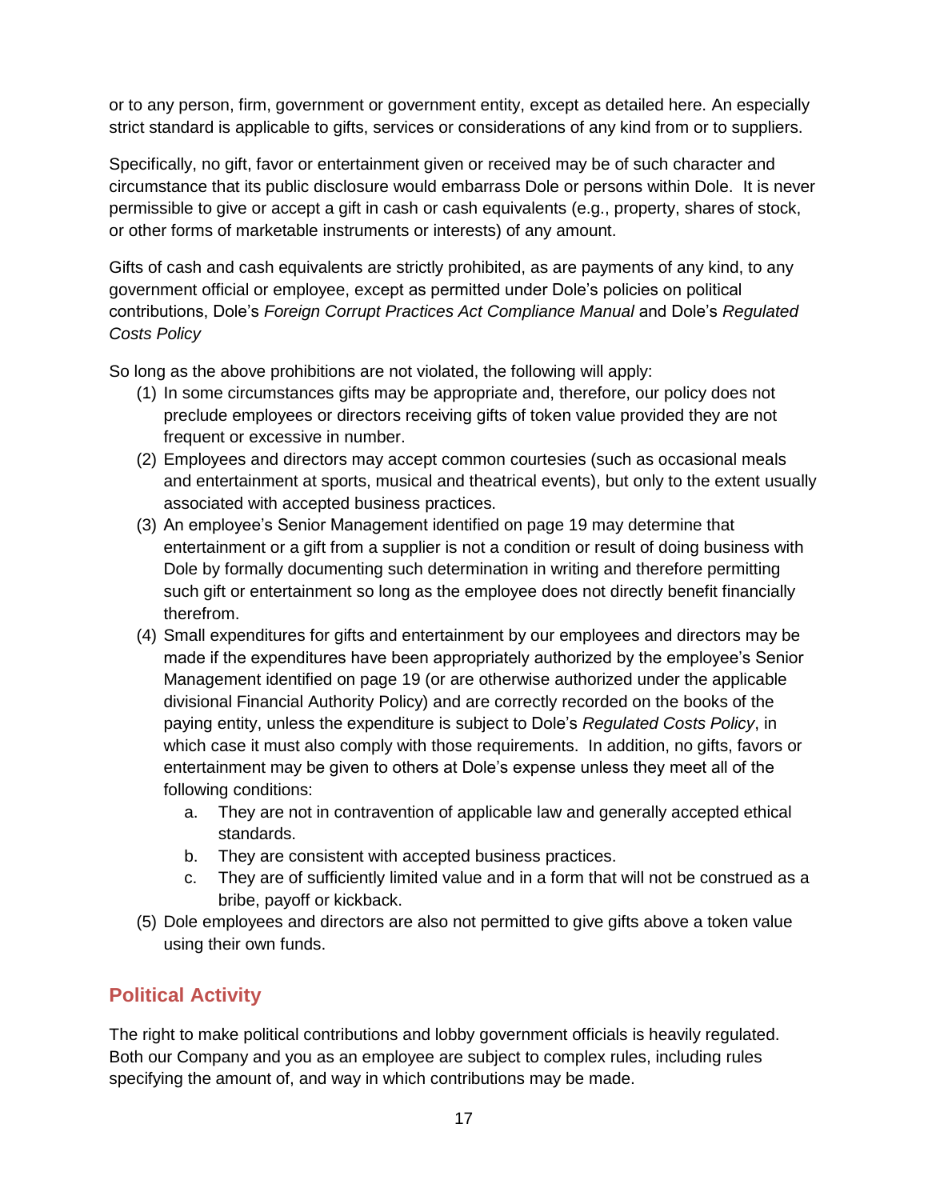or to any person, firm, government or government entity, except as detailed here. An especially strict standard is applicable to gifts, services or considerations of any kind from or to suppliers.

Specifically, no gift, favor or entertainment given or received may be of such character and circumstance that its public disclosure would embarrass Dole or persons within Dole. It is never permissible to give or accept a gift in cash or cash equivalents (e.g., property, shares of stock, or other forms of marketable instruments or interests) of any amount.

Gifts of cash and cash equivalents are strictly prohibited, as are payments of any kind, to any government official or employee, except as permitted under Dole's policies on political contributions, Dole's *Foreign Corrupt Practices Act Compliance Manual* and Dole's *Regulated Costs Policy*

So long as the above prohibitions are not violated, the following will apply:

(1) In some circumstances gifts may be appropriate and, therefore, our policy does not preclude employees or directors receiving gifts of token value provided they are not frequent or excessive in number.

(2) Employees and directors may accept common courtesies (such as occasional meals and entertainment at sports, musical and theatrical events), but only to the extent usually associated with accepted business practices.

(3) An employee's Senior Management identified on page 19 may determine that entertainment or a gift from a supplier is not a condition or result of doing business with Dole by formally documenting such determination in writing and therefore permitting such gift or entertainment so long as the employee does not directly benefit financially therefrom.

(4) Small expenditures for gifts and entertainment by our employees and directors may be made if the expenditures have been appropriately authorized by the employee's Senior Management identified on page 19 (or are otherwise authorized under the applicable divisional Financial Authority Policy) and are correctly recorded on the books of the paying entity, unless the expenditure is subject to Dole's *Regulated Costs Policy*, in which case it must also comply with those requirements. In addition, no gifts, favors or entertainment may be given to others at Dole's expense unless they meet all of the following conditions:

    a. They are not in contravention of applicable law and generally accepted ethical standards.
    b. They are consistent with accepted business practices.
    c. They are of sufficiently limited value and in a form that will not be construed as a bribe, payoff or kickback.

(5) Dole employees and directors are also not permitted to give gifts above a token value using their own funds.

## Political Activity

The right to make political contributions and lobby government officials is heavily regulated. Both our Company and you as an employee are subject to complex rules, including rules specifying the amount of, and way in which contributions may be made.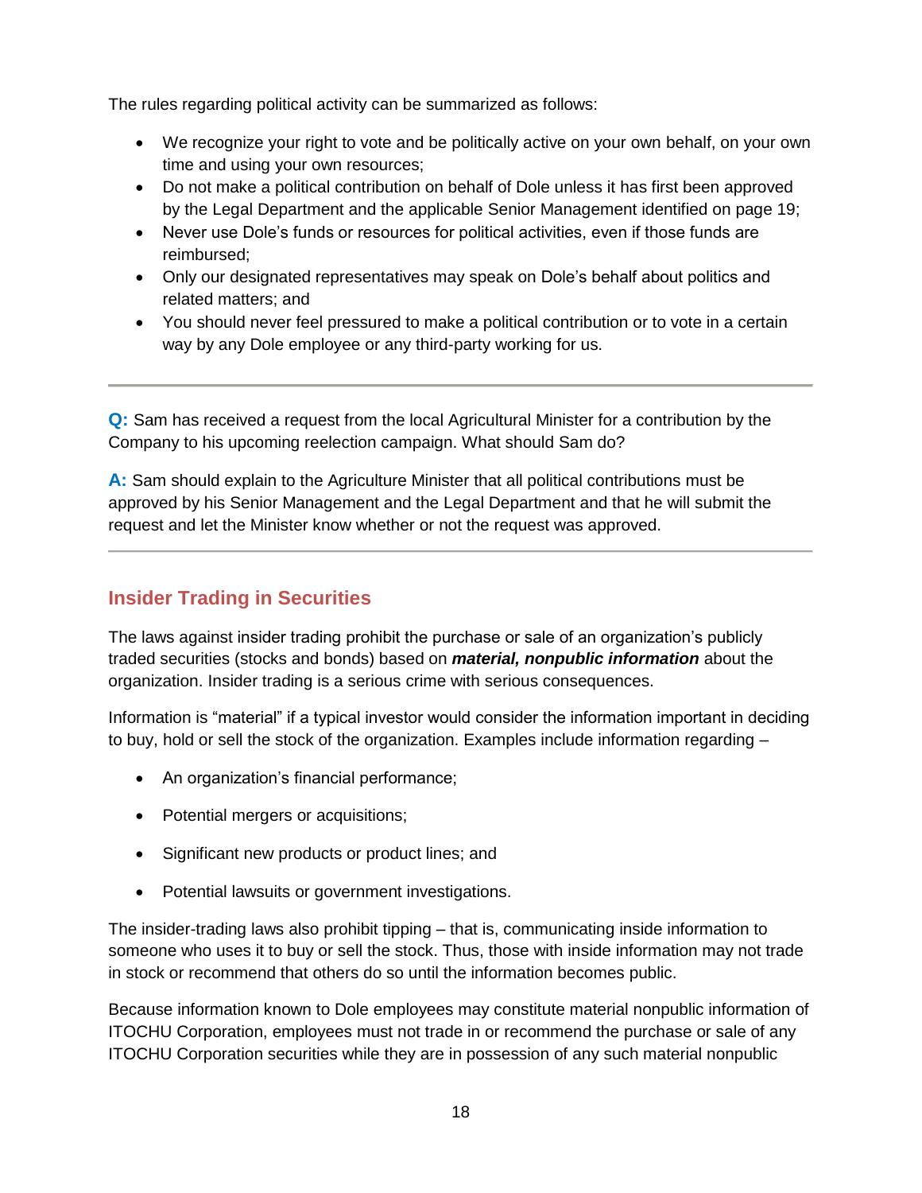The rules regarding political activity can be summarized as follows:

- We recognize your right to vote and be politically active on your own behalf, on your own time and using your own resources;
- Do not make a political contribution on behalf of Dole unless it has first been approved by the Legal Department and the applicable Senior Management identified on page 19;
- Never use Dole's funds or resources for political activities, even if those funds are reimbursed;
- Only our designated representatives may speak on Dole's behalf about politics and related matters; and
- You should never feel pressured to make a political contribution or to vote in a certain way by any Dole employee or any third-party working for us.

---

**Q:** Sam has received a request from the local Agricultural Minister for a contribution by the Company to his upcoming reelection campaign. What should Sam do?

**A:** Sam should explain to the Agriculture Minister that all political contributions must be approved by his Senior Management and the Legal Department and that he will submit the request and let the Minister know whether or not the request was approved.

---

## Insider Trading in Securities

The laws against insider trading prohibit the purchase or sale of an organization's publicly traded securities (stocks and bonds) based on ***material, nonpublic information*** about the organization. Insider trading is a serious crime with serious consequences.

Information is "material" if a typical investor would consider the information important in deciding to buy, hold or sell the stock of the organization. Examples include information regarding –

- An organization's financial performance;
- Potential mergers or acquisitions;
- Significant new products or product lines; and
- Potential lawsuits or government investigations.

The insider-trading laws also prohibit tipping – that is, communicating inside information to someone who uses it to buy or sell the stock. Thus, those with inside information may not trade in stock or recommend that others do so until the information becomes public.

Because information known to Dole employees may constitute material nonpublic information of ITOCHU Corporation, employees must not trade in or recommend the purchase or sale of any ITOCHU Corporation securities while they are in possession of any such material nonpublic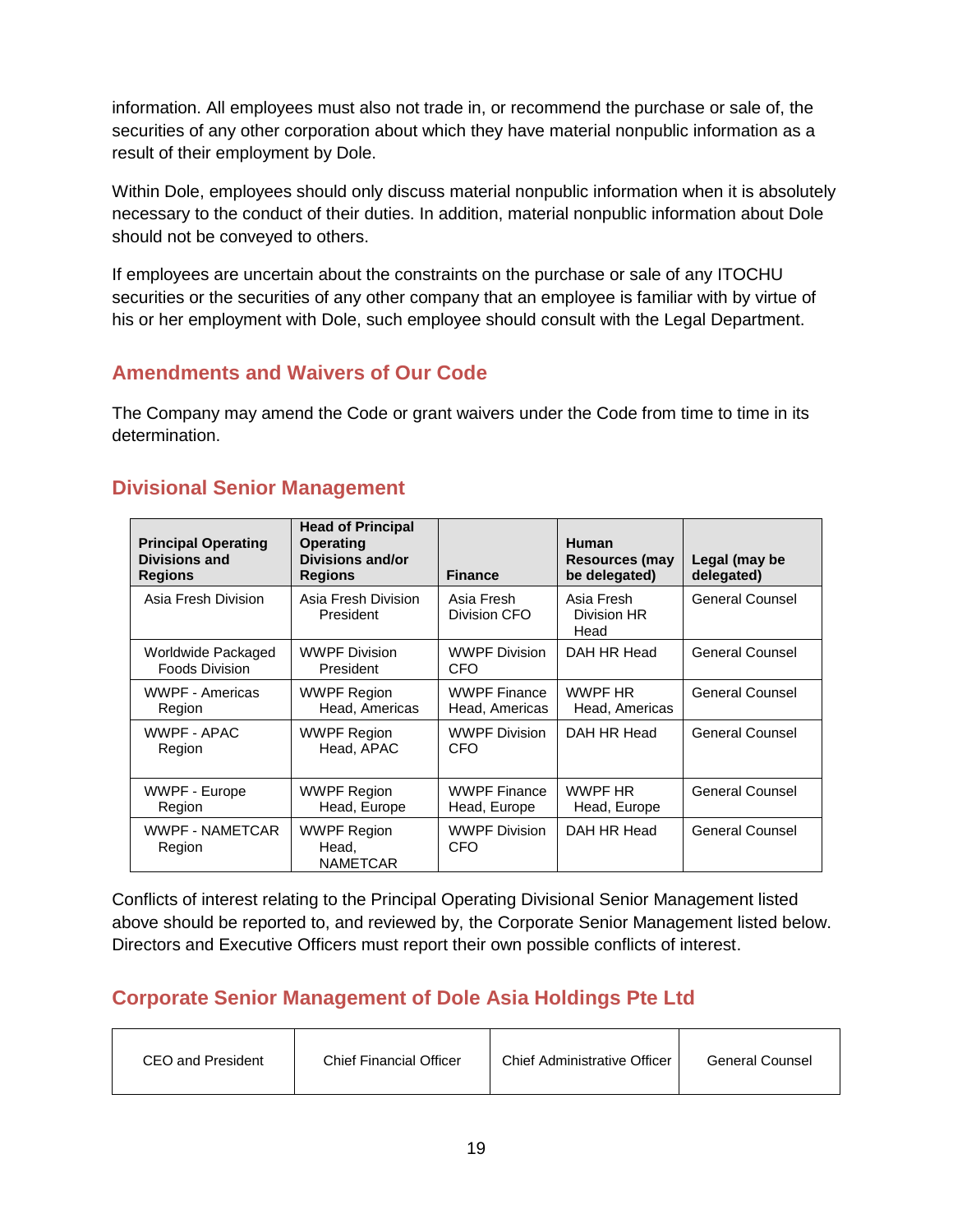information. All employees must also not trade in, or recommend the purchase or sale of, the securities of any other corporation about which they have material nonpublic information as a result of their employment by Dole.

Within Dole, employees should only discuss material nonpublic information when it is absolutely necessary to the conduct of their duties. In addition, material nonpublic information about Dole should not be conveyed to others.

If employees are uncertain about the constraints on the purchase or sale of any ITOCHU securities or the securities of any other company that an employee is familiar with by virtue of his or her employment with Dole, such employee should consult with the Legal Department.

## Amendments and Waivers of Our Code

The Company may amend the Code or grant waivers under the Code from time to time in its determination.

## Divisional Senior Management

| Principal Operating Divisions and Regions | Head of Principal Operating Divisions and/or Regions | Finance | Human Resources (may be delegated) | Legal (may be delegated) |
|---|---|---|---|---|
| Asia Fresh Division | Asia Fresh Division President | Asia Fresh Division CFO | Asia Fresh Division HR Head | General Counsel |
| Worldwide Packaged Foods Division | WWPF Division President | WWPF Division CFO | DAH HR Head | General Counsel |
| WWPF - Americas Region | WWPF Region Head, Americas | WWPF Finance Head, Americas | WWPF HR Head, Americas | General Counsel |
| WWPF - APAC Region | WWPF Region Head, APAC | WWPF Division CFO | DAH HR Head | General Counsel |
| WWPF - Europe Region | WWPF Region Head, Europe | WWPF Finance Head, Europe | WWPF HR Head, Europe | General Counsel |
| WWPF - NAMETCAR Region | WWPF Region Head, NAMETCAR | WWPF Division CFO | DAH HR Head | General Counsel |

Conflicts of interest relating to the Principal Operating Divisional Senior Management listed above should be reported to, and reviewed by, the Corporate Senior Management listed below. Directors and Executive Officers must report their own possible conflicts of interest.

## Corporate Senior Management of Dole Asia Holdings Pte Ltd

| CEO and President | Chief Financial Officer | Chief Administrative Officer | General Counsel |
|---|---|---|---|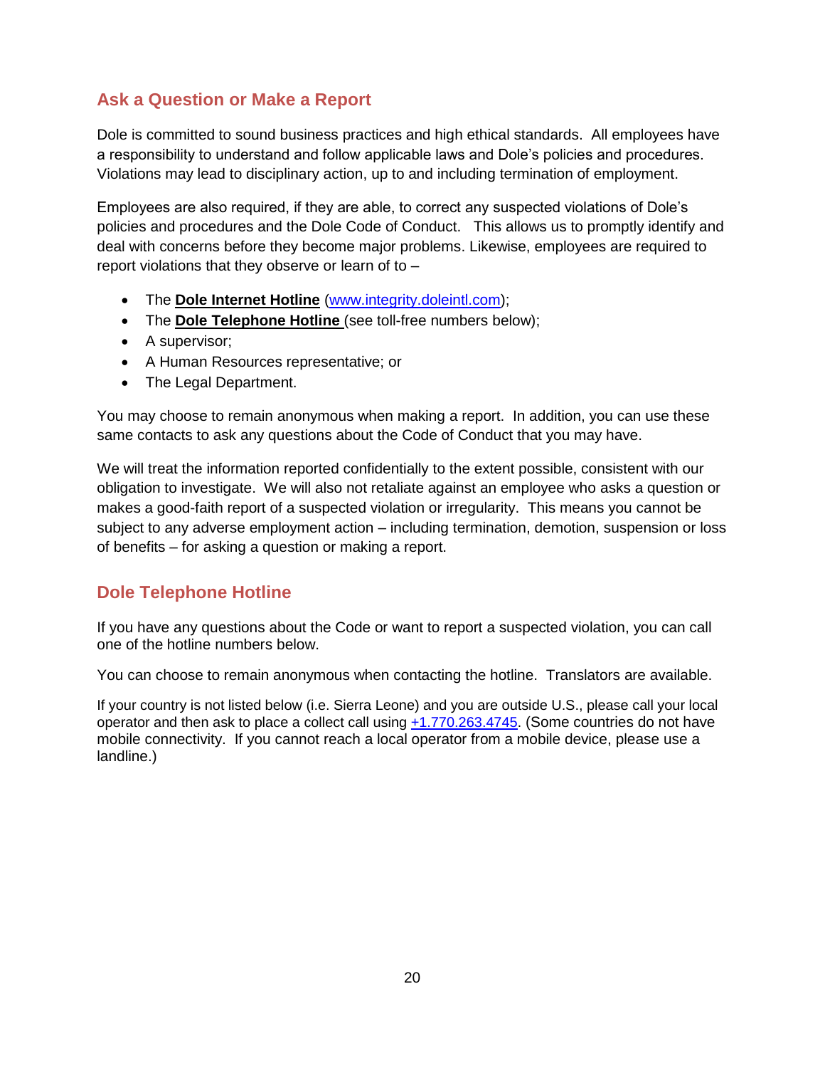## Ask a Question or Make a Report

Dole is committed to sound business practices and high ethical standards. All employees have a responsibility to understand and follow applicable laws and Dole's policies and procedures. Violations may lead to disciplinary action, up to and including termination of employment.

Employees are also required, if they are able, to correct any suspected violations of Dole's policies and procedures and the Dole Code of Conduct. This allows us to promptly identify and deal with concerns before they become major problems. Likewise, employees are required to report violations that they observe or learn of to –

- The **Dole Internet Hotline** (www.integrity.doleintl.com);
- The **Dole Telephone Hotline** (see toll-free numbers below);
- A supervisor;
- A Human Resources representative; or
- The Legal Department.

You may choose to remain anonymous when making a report. In addition, you can use these same contacts to ask any questions about the Code of Conduct that you may have.

We will treat the information reported confidentially to the extent possible, consistent with our obligation to investigate. We will also not retaliate against an employee who asks a question or makes a good-faith report of a suspected violation or irregularity. This means you cannot be subject to any adverse employment action – including termination, demotion, suspension or loss of benefits – for asking a question or making a report.

## Dole Telephone Hotline

If you have any questions about the Code or want to report a suspected violation, you can call one of the hotline numbers below.

You can choose to remain anonymous when contacting the hotline. Translators are available.

If your country is not listed below (i.e. Sierra Leone) and you are outside U.S., please call your local operator and then ask to place a collect call using +1.770.263.4745. (Some countries do not have mobile connectivity. If you cannot reach a local operator from a mobile device, please use a landline.)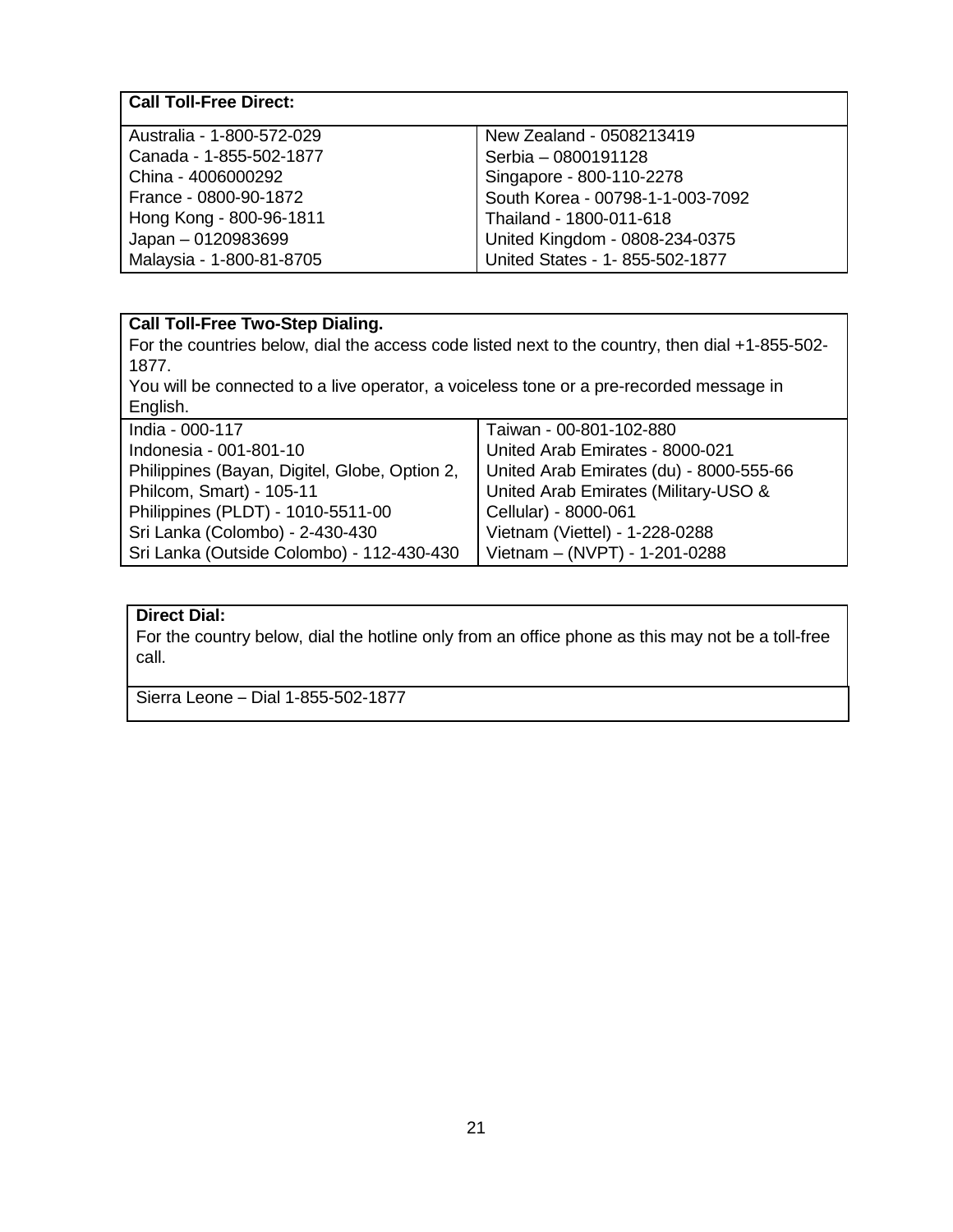| **Call Toll-Free Direct:** | |
|---|---|
| Australia - 1-800-572-029 | New Zealand - 0508213419 |
| Canada - 1-855-502-1877 | Serbia – 0800191128 |
| China - 4006000292 | Singapore - 800-110-2278 |
| France - 0800-90-1872 | South Korea - 00798-1-1-003-7092 |
| Hong Kong - 800-96-1811 | Thailand - 1800-011-618 |
| Japan – 0120983699 | United Kingdom - 0808-234-0375 |
| Malaysia - 1-800-81-8705 | United States - 1- 855-502-1877 |

**Call Toll-Free Two-Step Dialing.**
For the countries below, dial the access code listed next to the country, then dial +1-855-502-1877.
You will be connected to a live operator, a voiceless tone or a pre-recorded message in English.

| | |
|---|---|
| India - 000-117 | Taiwan - 00-801-102-880 |
| Indonesia - 001-801-10 | United Arab Emirates - 8000-021 |
| Philippines (Bayan, Digitel, Globe, Option 2, Philcom, Smart) - 105-11 | United Arab Emirates (du) - 8000-555-66 |
| Philippines (PLDT) - 1010-5511-00 | United Arab Emirates (Military-USO & Cellular) - 8000-061 |
| Sri Lanka (Colombo) - 2-430-430 | Vietnam (Viettel) - 1-228-0288 |
| Sri Lanka (Outside Colombo) - 112-430-430 | Vietnam – (NVPT) - 1-201-0288 |

**Direct Dial:**
For the country below, dial the hotline only from an office phone as this may not be a toll-free call.

Sierra Leone – Dial 1-855-502-1877